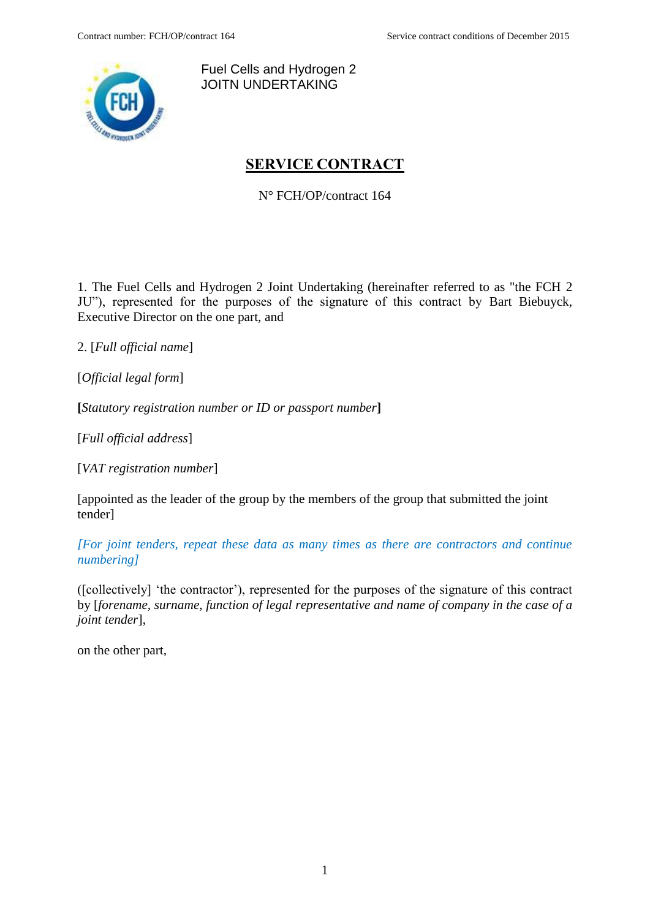Fuel Cells and Hydrogen 2
JOITN UNDERTAKING

# SERVICE CONTRACT

N° FCH/OP/contract 164

1. The Fuel Cells and Hydrogen 2 Joint Undertaking (hereinafter referred to as "the FCH 2 JU"), represented for the purposes of the signature of this contract by Bart Biebuyck, Executive Director on the one part, and

2. [*Full official name*]

[*Official legal form*]

**[***Statutory registration number or ID or passport number***]**

[*Full official address*]

[*VAT registration number*]

[appointed as the leader of the group by the members of the group that submitted the joint tender]

*[For joint tenders, repeat these data as many times as there are contractors and continue numbering]*

([collectively] 'the contractor'), represented for the purposes of the signature of this contract by [*forename, surname, function of legal representative and name of company in the case of a joint tender*],

on the other part,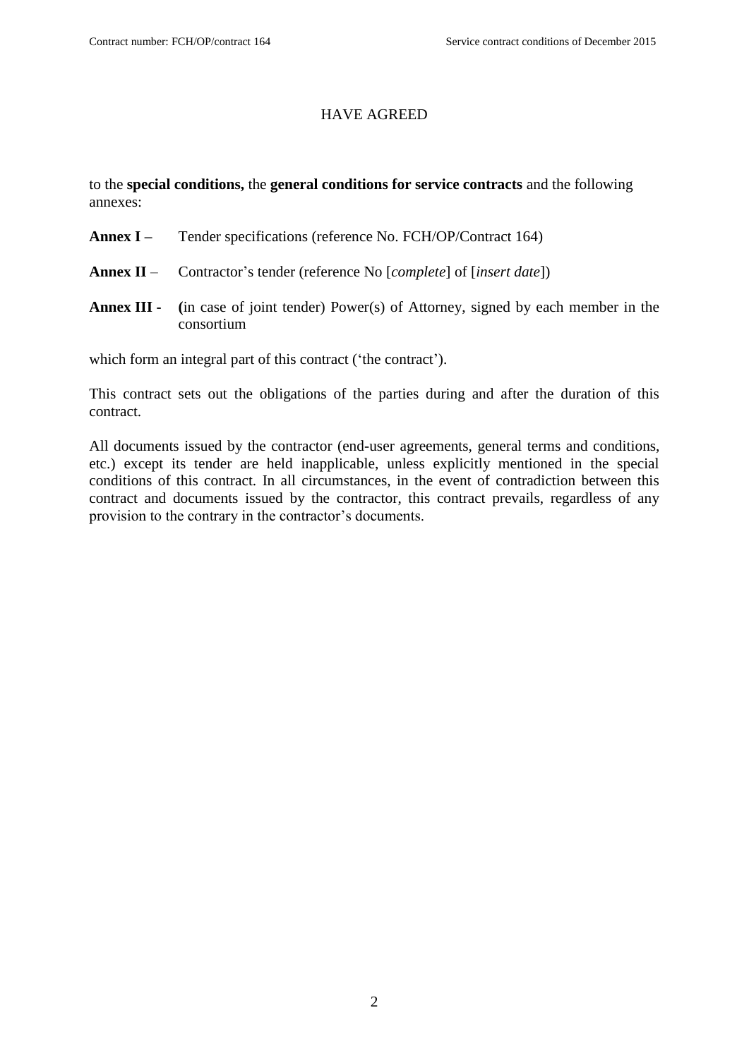HAVE AGREED

to the **special conditions,** the **general conditions for service contracts** and the following annexes:

**Annex I –** Tender specifications (reference No. FCH/OP/Contract 164)

**Annex II** – Contractor's tender (reference No [*complete*] of [*insert date*])

**Annex III -** **(**in case of joint tender) Power(s) of Attorney, signed by each member in the consortium

which form an integral part of this contract ('the contract').

This contract sets out the obligations of the parties during and after the duration of this contract.

All documents issued by the contractor (end-user agreements, general terms and conditions, etc.) except its tender are held inapplicable, unless explicitly mentioned in the special conditions of this contract. In all circumstances, in the event of contradiction between this contract and documents issued by the contractor, this contract prevails, regardless of any provision to the contrary in the contractor's documents.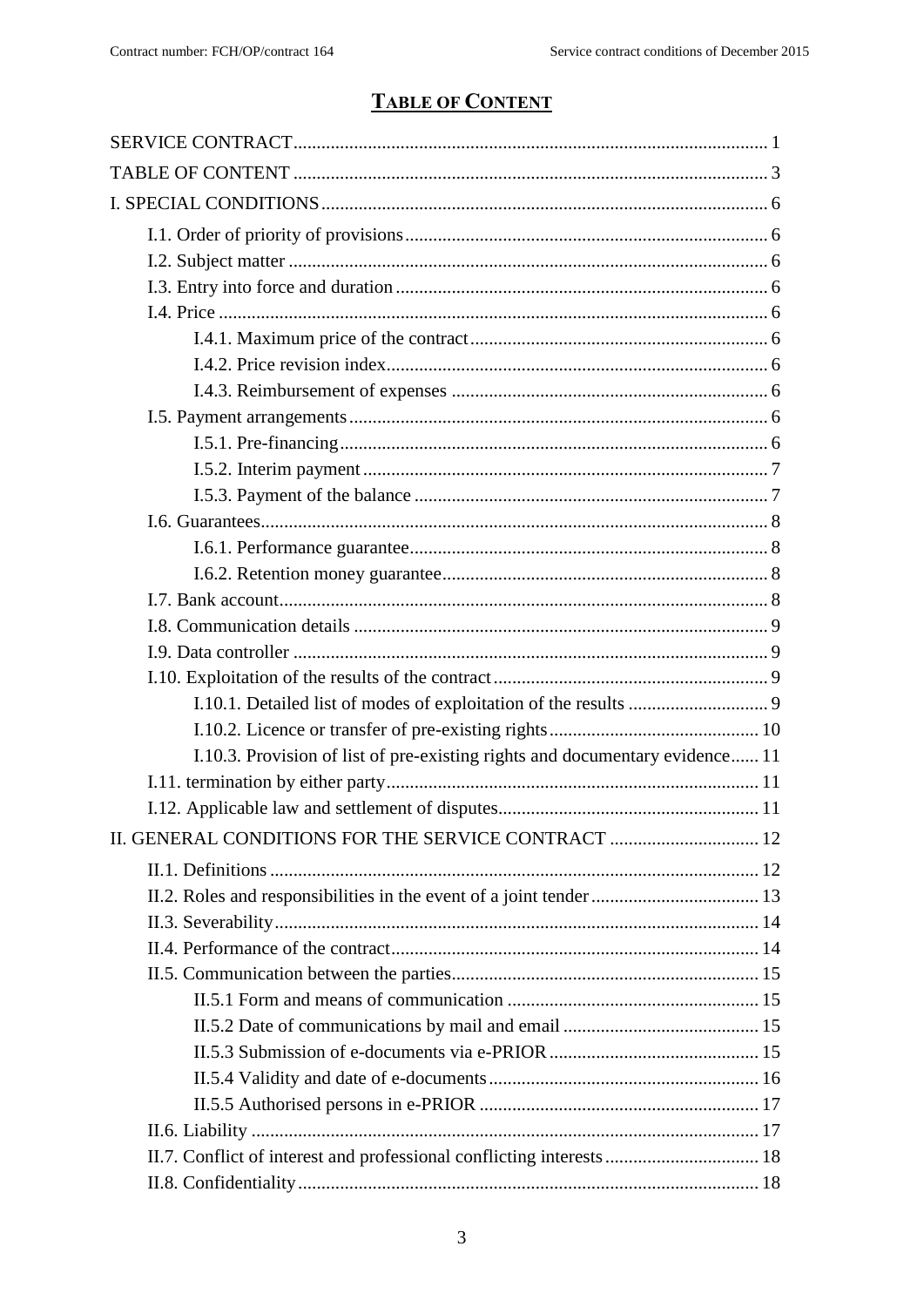# TABLE OF CONTENT

SERVICE CONTRACT ..... 1

TABLE OF CONTENT ..... 3

I. SPECIAL CONDITIONS ..... 6

- I.1. Order of priority of provisions ..... 6
- I.2. Subject matter ..... 6
- I.3. Entry into force and duration ..... 6
- I.4. Price ..... 6
  - I.4.1. Maximum price of the contract ..... 6
  - I.4.2. Price revision index ..... 6
  - I.4.3. Reimbursement of expenses ..... 6
- I.5. Payment arrangements ..... 6
  - I.5.1. Pre-financing ..... 6
  - I.5.2. Interim payment ..... 7
  - I.5.3. Payment of the balance ..... 7
- I.6. Guarantees ..... 8
  - I.6.1. Performance guarantee ..... 8
  - I.6.2. Retention money guarantee ..... 8
- I.7. Bank account ..... 8
- I.8. Communication details ..... 9
- I.9. Data controller ..... 9
- I.10. Exploitation of the results of the contract ..... 9
  - I.10.1. Detailed list of modes of exploitation of the results ..... 9
  - I.10.2. Licence or transfer of pre-existing rights ..... 10
  - I.10.3. Provision of list of pre-existing rights and documentary evidence ..... 11
- I.11. termination by either party ..... 11
- I.12. Applicable law and settlement of disputes ..... 11

II. GENERAL CONDITIONS FOR THE SERVICE CONTRACT ..... 12

- II.1. Definitions ..... 12
- II.2. Roles and responsibilities in the event of a joint tender ..... 13
- II.3. Severability ..... 14
- II.4. Performance of the contract ..... 14
- II.5. Communication between the parties ..... 15
  - II.5.1 Form and means of communication ..... 15
  - II.5.2 Date of communications by mail and email ..... 15
  - II.5.3 Submission of e-documents via e-PRIOR ..... 15
  - II.5.4 Validity and date of e-documents ..... 16
  - II.5.5 Authorised persons in e-PRIOR ..... 17
- II.6. Liability ..... 17
- II.7. Conflict of interest and professional conflicting interests ..... 18
- II.8. Confidentiality ..... 18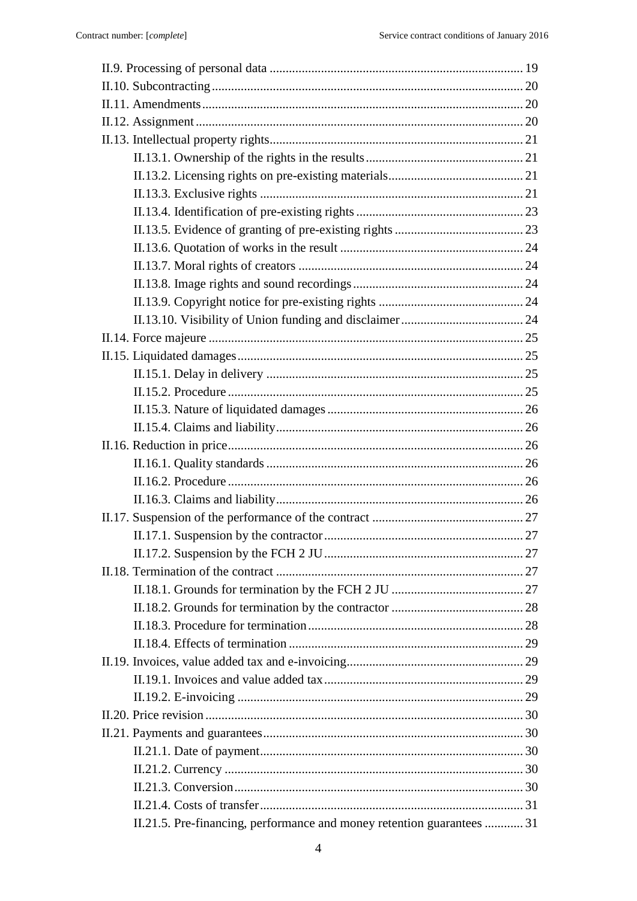II.9. Processing of personal data ............................................................................... 19
II.10. Subcontracting ................................................................................................. 20
II.11. Amendments .................................................................................................... 20
II.12. Assignment ...................................................................................................... 20
II.13. Intellectual property rights ............................................................................... 21

- II.13.1. Ownership of the rights in the results ................................................ 21
- II.13.2. Licensing rights on pre-existing materials .......................................... 21
- II.13.3. Exclusive rights ................................................................................. 21
- II.13.4. Identification of pre-existing rights .................................................... 23
- II.13.5. Evidence of granting of pre-existing rights ........................................ 23
- II.13.6. Quotation of works in the result ......................................................... 24
- II.13.7. Moral rights of creators ..................................................................... 24
- II.13.8. Image rights and sound recordings ..................................................... 24
- II.13.9. Copyright notice for pre-existing rights ............................................. 24
- II.13.10. Visibility of Union funding and disclaimer ...................................... 24

II.14. Force majeure .................................................................................................. 25
II.15. Liquidated damages ......................................................................................... 25

- II.15.1. Delay in delivery ................................................................................ 25
- II.15.2. Procedure ........................................................................................... 25
- II.15.3. Nature of liquidated damages ............................................................. 26
- II.15.4. Claims and liability ............................................................................. 26

II.16. Reduction in price ............................................................................................ 26

- II.16.1. Quality standards ................................................................................ 26
- II.16.2. Procedure ........................................................................................... 26
- II.16.3. Claims and liability ............................................................................. 26

II.17. Suspension of the performance of the contract ................................................ 27

- II.17.1. Suspension by the contractor .............................................................. 27
- II.17.2. Suspension by the FCH 2 JU .............................................................. 27

II.18. Termination of the contract .............................................................................. 27

- II.18.1. Grounds for termination by the FCH 2 JU ......................................... 27
- II.18.2. Grounds for termination by the contractor ......................................... 28
- II.18.3. Procedure for termination ................................................................... 28
- II.18.4. Effects of termination ......................................................................... 29

II.19. Invoices, value added tax and e-invoicing ....................................................... 29

- II.19.1. Invoices and value added tax .............................................................. 29
- II.19.2. E-invoicing ......................................................................................... 29

II.20. Price revision ................................................................................................... 30
II.21. Payments and guarantees ................................................................................. 30

- II.21.1. Date of payment .................................................................................. 30
- II.21.2. Currency ............................................................................................. 30
- II.21.3. Conversion .......................................................................................... 30
- II.21.4. Costs of transfer .................................................................................. 31
- II.21.5. Pre-financing, performance and money retention guarantees ............ 31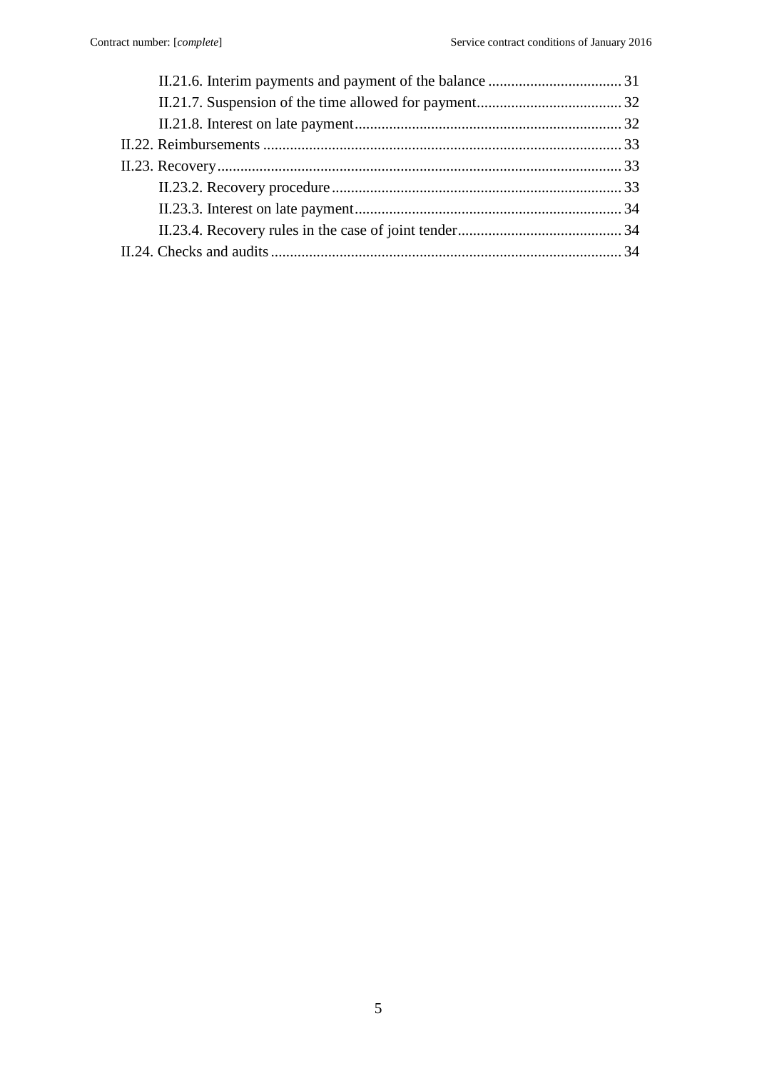II.21.6. Interim payments and payment of the balance ... 31

II.21.7. Suspension of the time allowed for payment ... 32

II.21.8. Interest on late payment ... 32

II.22. Reimbursements ... 33

II.23. Recovery ... 33

II.23.2. Recovery procedure ... 33

II.23.3. Interest on late payment ... 34

II.23.4. Recovery rules in the case of joint tender ... 34

II.24. Checks and audits ... 34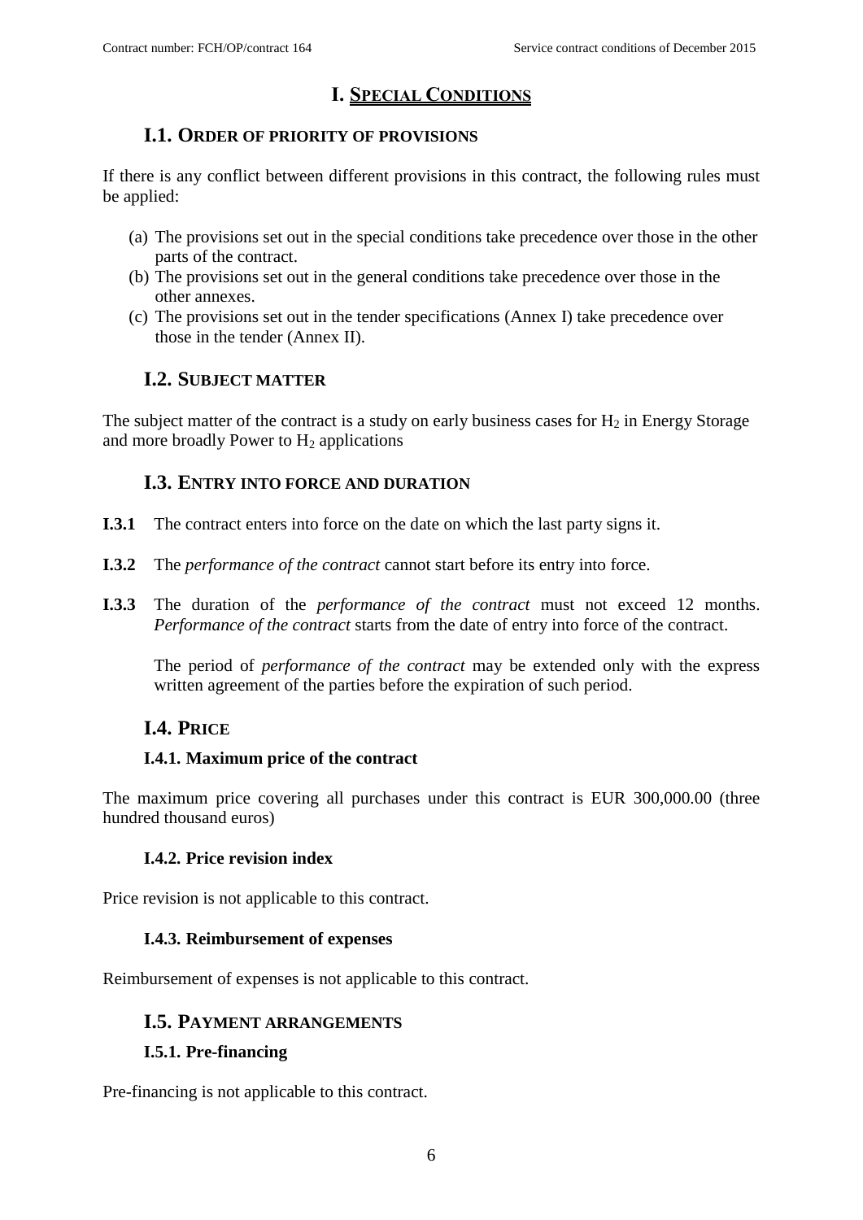# I. SPECIAL CONDITIONS

## I.1. ORDER OF PRIORITY OF PROVISIONS

If there is any conflict between different provisions in this contract, the following rules must be applied:

(a) The provisions set out in the special conditions take precedence over those in the other parts of the contract.
(b) The provisions set out in the general conditions take precedence over those in the other annexes.
(c) The provisions set out in the tender specifications (Annex I) take precedence over those in the tender (Annex II).

## I.2. SUBJECT MATTER

The subject matter of the contract is a study on early business cases for $H_2$ in Energy Storage and more broadly Power to $H_2$ applications

## I.3. ENTRY INTO FORCE AND DURATION

**I.3.1** The contract enters into force on the date on which the last party signs it.

**I.3.2** The *performance of the contract* cannot start before its entry into force.

**I.3.3** The duration of the *performance of the contract* must not exceed 12 months. *Performance of the contract* starts from the date of entry into force of the contract.

The period of *performance of the contract* may be extended only with the express written agreement of the parties before the expiration of such period.

## I.4. PRICE

### I.4.1. Maximum price of the contract

The maximum price covering all purchases under this contract is EUR 300,000.00 (three hundred thousand euros)

### I.4.2. Price revision index

Price revision is not applicable to this contract.

### I.4.3. Reimbursement of expenses

Reimbursement of expenses is not applicable to this contract.

## I.5. PAYMENT ARRANGEMENTS

### I.5.1. Pre-financing

Pre-financing is not applicable to this contract.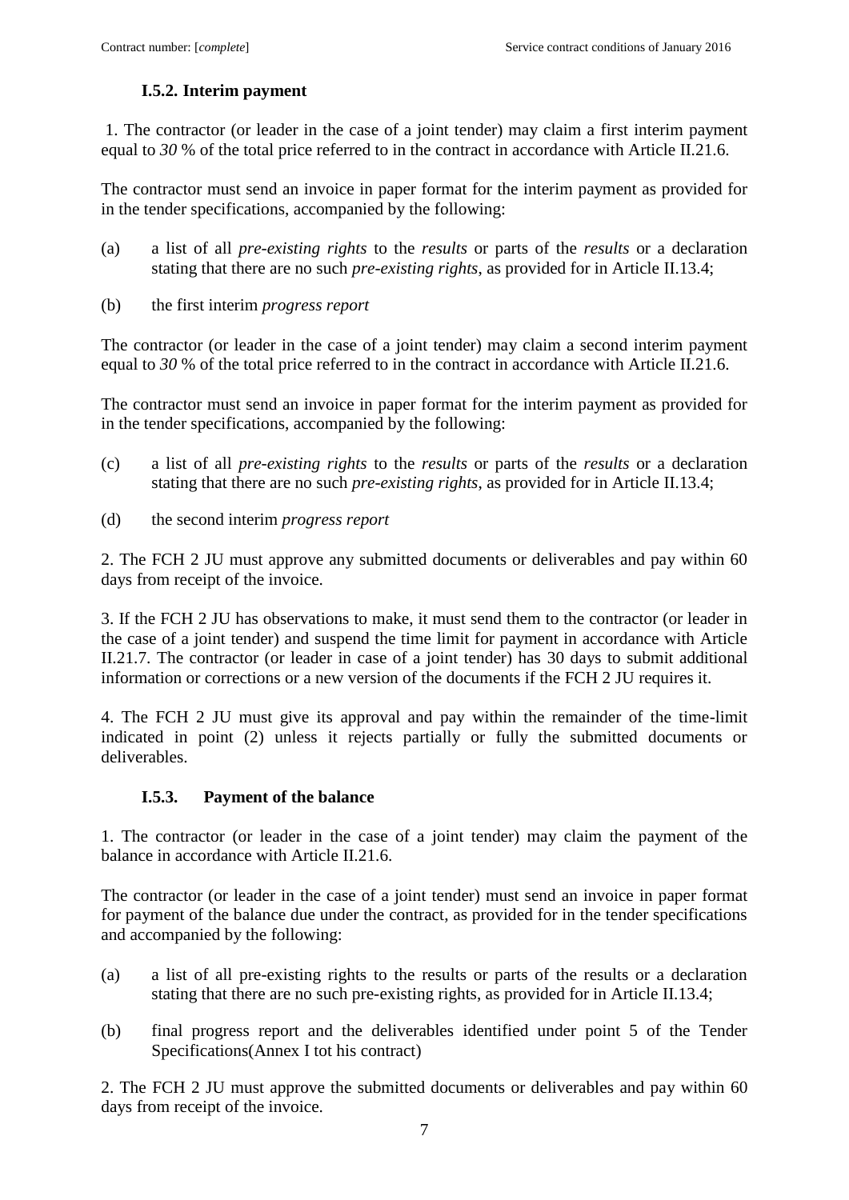### I.5.2. Interim payment

1. The contractor (or leader in the case of a joint tender) may claim a first interim payment equal to *30* % of the total price referred to in the contract in accordance with Article II.21.6.

The contractor must send an invoice in paper format for the interim payment as provided for in the tender specifications, accompanied by the following:

(a) a list of all *pre-existing rights* to the *results* or parts of the *results* or a declaration stating that there are no such *pre-existing rights*, as provided for in Article II.13.4;

(b) the first interim *progress report*

The contractor (or leader in the case of a joint tender) may claim a second interim payment equal to *30* % of the total price referred to in the contract in accordance with Article II.21.6.

The contractor must send an invoice in paper format for the interim payment as provided for in the tender specifications, accompanied by the following:

(c) a list of all *pre-existing rights* to the *results* or parts of the *results* or a declaration stating that there are no such *pre-existing rights*, as provided for in Article II.13.4;

(d) the second interim *progress report*

2. The FCH 2 JU must approve any submitted documents or deliverables and pay within 60 days from receipt of the invoice.

3. If the FCH 2 JU has observations to make, it must send them to the contractor (or leader in the case of a joint tender) and suspend the time limit for payment in accordance with Article II.21.7. The contractor (or leader in case of a joint tender) has 30 days to submit additional information or corrections or a new version of the documents if the FCH 2 JU requires it.

4. The FCH 2 JU must give its approval and pay within the remainder of the time-limit indicated in point (2) unless it rejects partially or fully the submitted documents or deliverables.

### I.5.3. Payment of the balance

1. The contractor (or leader in the case of a joint tender) may claim the payment of the balance in accordance with Article II.21.6.

The contractor (or leader in the case of a joint tender) must send an invoice in paper format for payment of the balance due under the contract, as provided for in the tender specifications and accompanied by the following:

(a) a list of all pre-existing rights to the results or parts of the results or a declaration stating that there are no such pre-existing rights, as provided for in Article II.13.4;

(b) final progress report and the deliverables identified under point 5 of the Tender Specifications(Annex I tot his contract)

2. The FCH 2 JU must approve the submitted documents or deliverables and pay within 60 days from receipt of the invoice.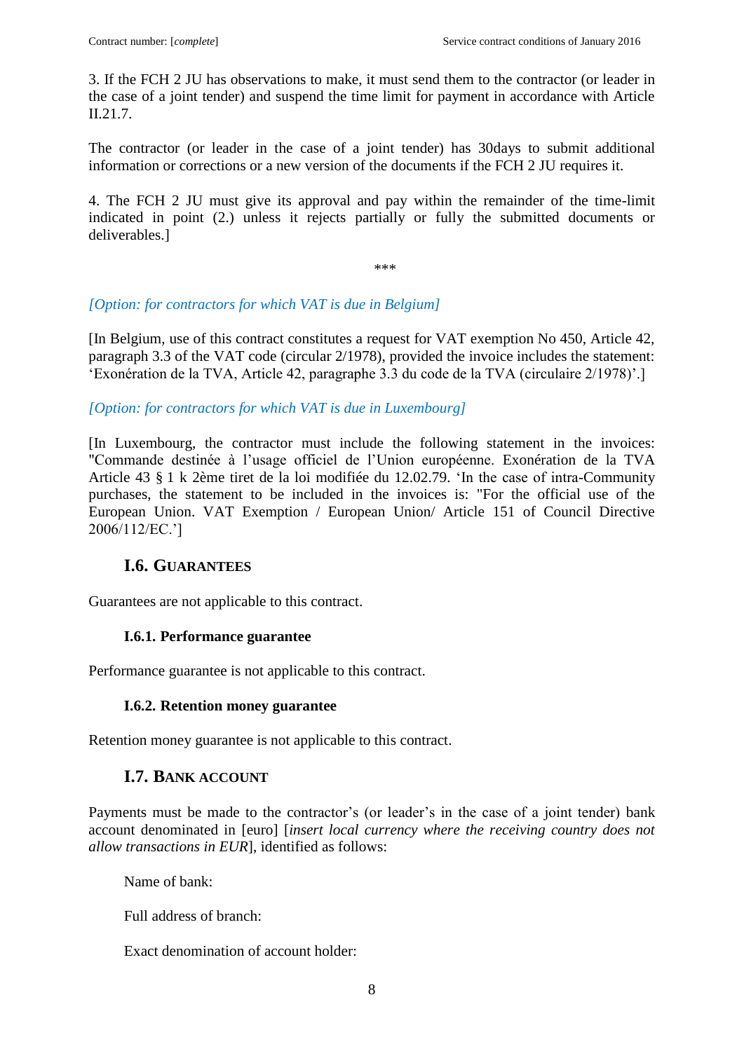3. If the FCH 2 JU has observations to make, it must send them to the contractor (or leader in the case of a joint tender) and suspend the time limit for payment in accordance with Article II.21.7.

The contractor (or leader in the case of a joint tender) has 30days to submit additional information or corrections or a new version of the documents if the FCH 2 JU requires it.

4. The FCH 2 JU must give its approval and pay within the remainder of the time-limit indicated in point (2.) unless it rejects partially or fully the submitted documents or deliverables.]

***

*[Option: for contractors for which VAT is due in Belgium]*

[In Belgium, use of this contract constitutes a request for VAT exemption No 450, Article 42, paragraph 3.3 of the VAT code (circular 2/1978), provided the invoice includes the statement: 'Exonération de la TVA, Article 42, paragraphe 3.3 du code de la TVA (circulaire 2/1978)'.]

*[Option: for contractors for which VAT is due in Luxembourg]*

[In Luxembourg, the contractor must include the following statement in the invoices: "Commande destinée à l'usage officiel de l'Union européenne. Exonération de la TVA Article 43 § 1 k 2ème tiret de la loi modifiée du 12.02.79. 'In the case of intra-Community purchases, the statement to be included in the invoices is: "For the official use of the European Union. VAT Exemption / European Union/ Article 151 of Council Directive 2006/112/EC.']

## I.6. Guarantees

Guarantees are not applicable to this contract.

### I.6.1. Performance guarantee

Performance guarantee is not applicable to this contract.

### I.6.2. Retention money guarantee

Retention money guarantee is not applicable to this contract.

## I.7. Bank account

Payments must be made to the contractor's (or leader's in the case of a joint tender) bank account denominated in [euro] [*insert local currency where the receiving country does not allow transactions in EUR*], identified as follows:

Name of bank:

Full address of branch:

Exact denomination of account holder: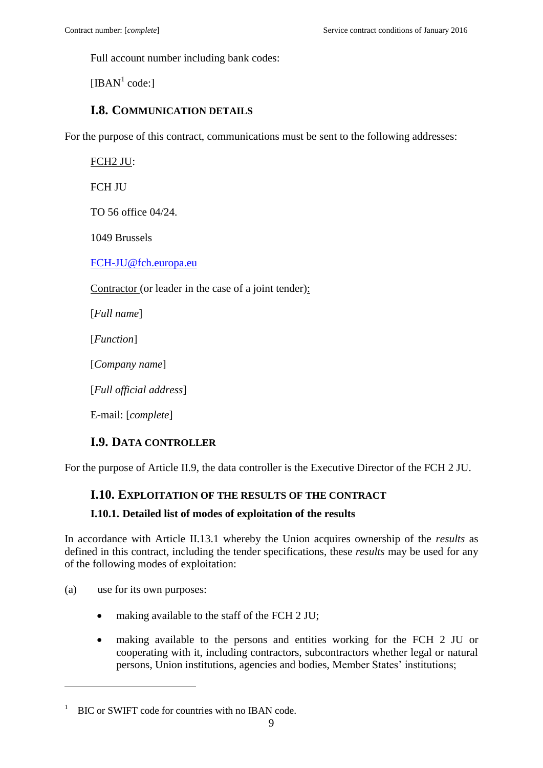Full account number including bank codes:

[IBAN[1] code:]

## I.8. Communication details

For the purpose of this contract, communications must be sent to the following addresses:

FCH2 JU:

FCH JU

TO 56 office 04/24.

1049 Brussels

FCH-JU@fch.europa.eu

Contractor (or leader in the case of a joint tender):

[*Full name*]

[*Function*]

[*Company name*]

[*Full official address*]

E-mail: [*complete*]

## I.9. Data controller

For the purpose of Article II.9, the data controller is the Executive Director of the FCH 2 JU.

## I.10. Exploitation of the results of the contract

### I.10.1. Detailed list of modes of exploitation of the results

In accordance with Article II.13.1 whereby the Union acquires ownership of the *results* as defined in this contract, including the tender specifications, these *results* may be used for any of the following modes of exploitation:

(a) use for its own purposes:

- making available to the staff of the FCH 2 JU;
- making available to the persons and entities working for the FCH 2 JU or cooperating with it, including contractors, subcontractors whether legal or natural persons, Union institutions, agencies and bodies, Member States' institutions;

[1] BIC or SWIFT code for countries with no IBAN code.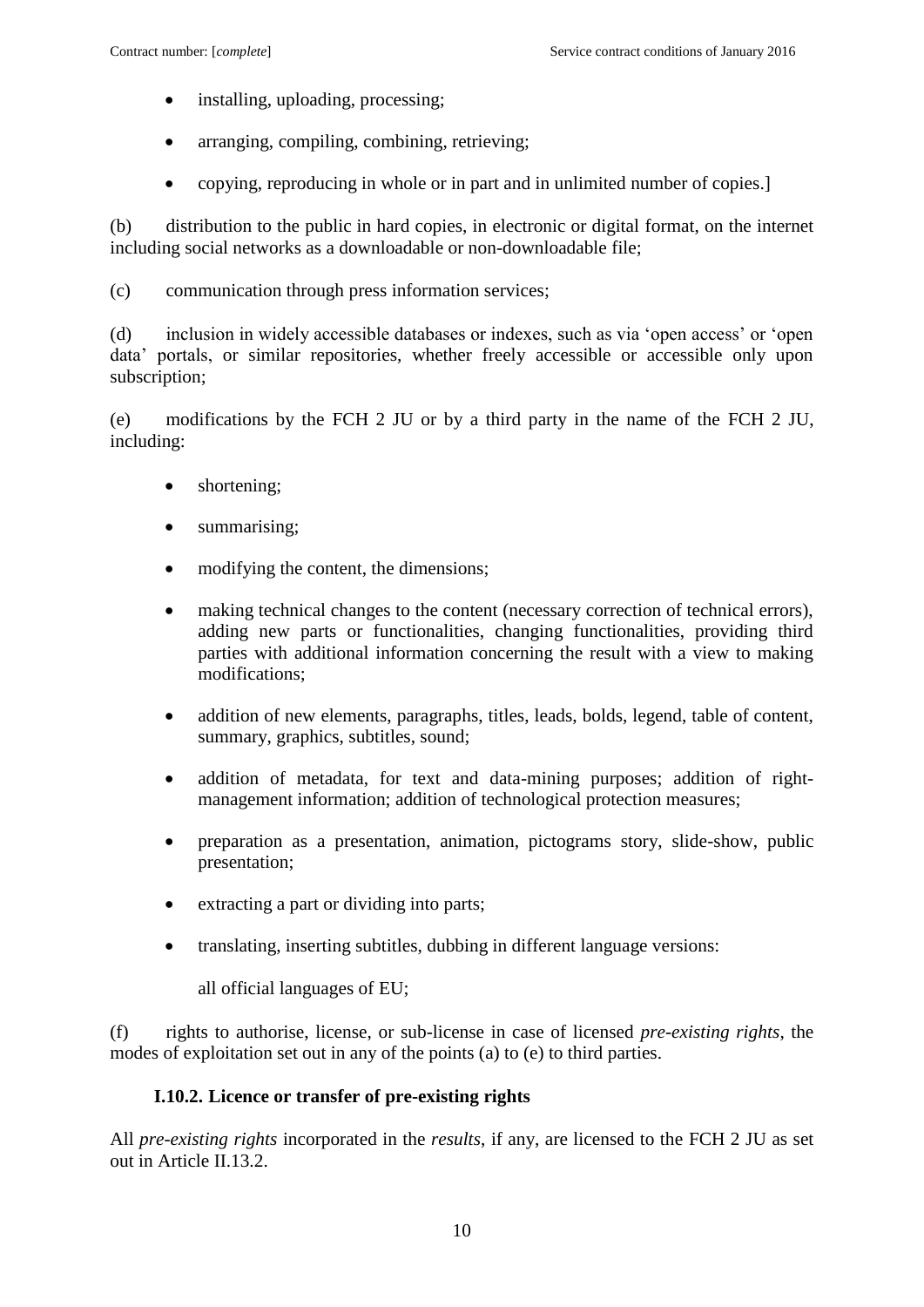- installing, uploading, processing;
- arranging, compiling, combining, retrieving;
- copying, reproducing in whole or in part and in unlimited number of copies.]

(b) distribution to the public in hard copies, in electronic or digital format, on the internet including social networks as a downloadable or non-downloadable file;

(c) communication through press information services;

(d) inclusion in widely accessible databases or indexes, such as via 'open access' or 'open data' portals, or similar repositories, whether freely accessible or accessible only upon subscription;

(e) modifications by the FCH 2 JU or by a third party in the name of the FCH 2 JU, including:

- shortening;
- summarising;
- modifying the content, the dimensions;
- making technical changes to the content (necessary correction of technical errors), adding new parts or functionalities, changing functionalities, providing third parties with additional information concerning the result with a view to making modifications;
- addition of new elements, paragraphs, titles, leads, bolds, legend, table of content, summary, graphics, subtitles, sound;
- addition of metadata, for text and data-mining purposes; addition of right-management information; addition of technological protection measures;
- preparation as a presentation, animation, pictograms story, slide-show, public presentation;
- extracting a part or dividing into parts;
- translating, inserting subtitles, dubbing in different language versions:

  all official languages of EU;

(f) rights to authorise, license, or sub-license in case of licensed *pre-existing rights*, the modes of exploitation set out in any of the points (a) to (e) to third parties.

### I.10.2. Licence or transfer of pre-existing rights

All *pre-existing rights* incorporated in the *results*, if any, are licensed to the FCH 2 JU as set out in Article II.13.2.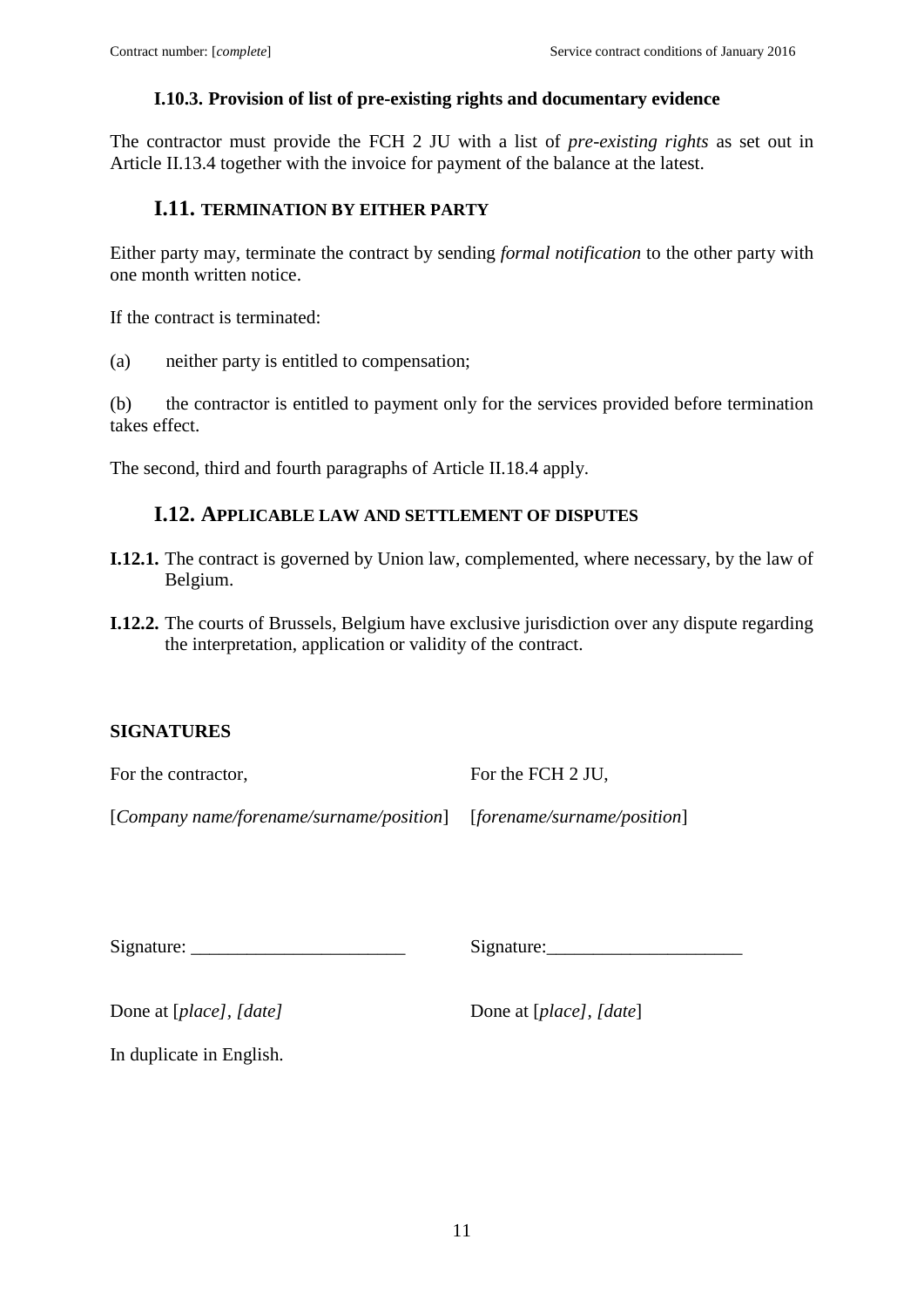### I.10.3. Provision of list of pre-existing rights and documentary evidence

The contractor must provide the FCH 2 JU with a list of *pre-existing rights* as set out in Article II.13.4 together with the invoice for payment of the balance at the latest.

## I.11. TERMINATION BY EITHER PARTY

Either party may, terminate the contract by sending *formal notification* to the other party with one month written notice.

If the contract is terminated:

(a) neither party is entitled to compensation;

(b) the contractor is entitled to payment only for the services provided before termination takes effect.

The second, third and fourth paragraphs of Article II.18.4 apply.

## I.12. APPLICABLE LAW AND SETTLEMENT OF DISPUTES

**I.12.1.** The contract is governed by Union law, complemented, where necessary, by the law of Belgium.

**I.12.2.** The courts of Brussels, Belgium have exclusive jurisdiction over any dispute regarding the interpretation, application or validity of the contract.

**SIGNATURES**

| | |
|---|---|
| For the contractor, | For the FCH 2 JU, |
| [*Company name/forename/surname/position*] | [*forename/surname/position*] |
| Signature: _______________________ | Signature:_____________________ |
| Done at [*place*], [*date*] | Done at [*place*], [*date*] |

In duplicate in English.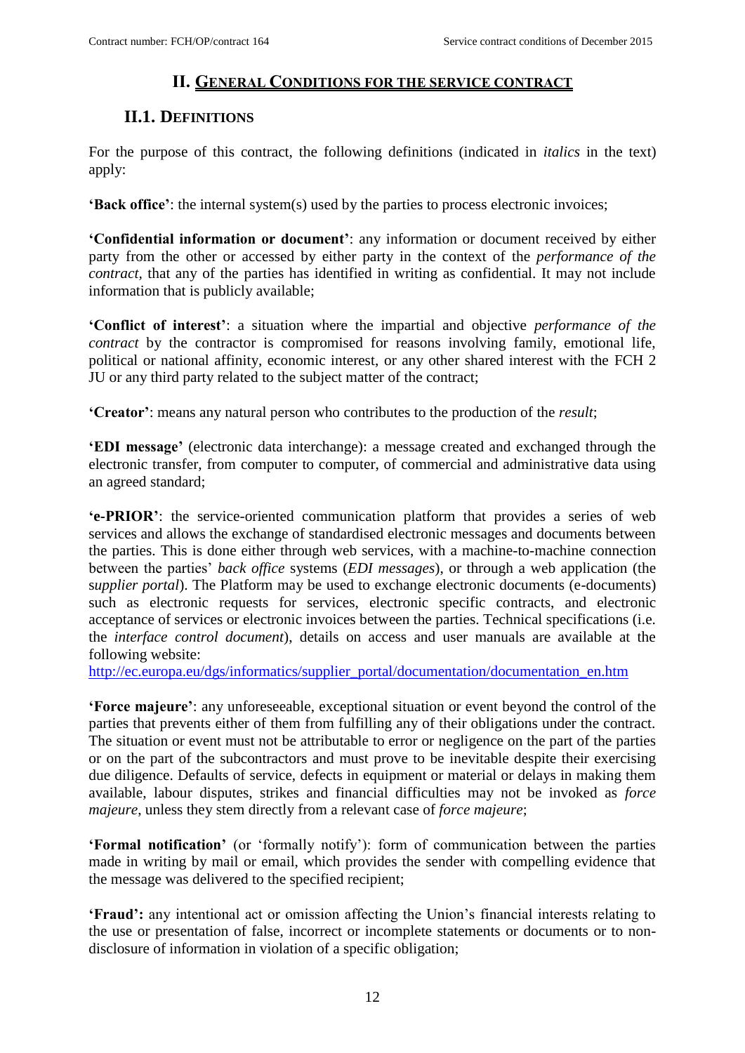# II. General Conditions for the Service Contract

## II.1. Definitions

For the purpose of this contract, the following definitions (indicated in *italics* in the text) apply:

**'Back office'**: the internal system(s) used by the parties to process electronic invoices;

**'Confidential information or document'**: any information or document received by either party from the other or accessed by either party in the context of the *performance of the contract*, that any of the parties has identified in writing as confidential. It may not include information that is publicly available;

**'Conflict of interest'**: a situation where the impartial and objective *performance of the contract* by the contractor is compromised for reasons involving family, emotional life, political or national affinity, economic interest, or any other shared interest with the FCH 2 JU or any third party related to the subject matter of the contract;

**'Creator'**: means any natural person who contributes to the production of the *result*;

**'EDI message'** (electronic data interchange): a message created and exchanged through the electronic transfer, from computer to computer, of commercial and administrative data using an agreed standard;

**'e-PRIOR'**: the service-oriented communication platform that provides a series of web services and allows the exchange of standardised electronic messages and documents between the parties. This is done either through web services, with a machine-to-machine connection between the parties' *back office* systems (*EDI messages*), or through a web application (the s*upplier portal*). The Platform may be used to exchange electronic documents (e-documents) such as electronic requests for services, electronic specific contracts, and electronic acceptance of services or electronic invoices between the parties. Technical specifications (i.e. the *interface control document*), details on access and user manuals are available at the following website:
[http://ec.europa.eu/dgs/informatics/supplier_portal/documentation/documentation_en.htm](http://ec.europa.eu/dgs/informatics/supplier_portal/documentation/documentation_en.htm)

**'Force majeure'**: any unforeseeable, exceptional situation or event beyond the control of the parties that prevents either of them from fulfilling any of their obligations under the contract. The situation or event must not be attributable to error or negligence on the part of the parties or on the part of the subcontractors and must prove to be inevitable despite their exercising due diligence. Defaults of service, defects in equipment or material or delays in making them available, labour disputes, strikes and financial difficulties may not be invoked as *force majeure*, unless they stem directly from a relevant case of *force majeure*;

**'Formal notification'** (or 'formally notify'): form of communication between the parties made in writing by mail or email, which provides the sender with compelling evidence that the message was delivered to the specified recipient;

**'Fraud':** any intentional act or omission affecting the Union's financial interests relating to the use or presentation of false, incorrect or incomplete statements or documents or to non-disclosure of information in violation of a specific obligation;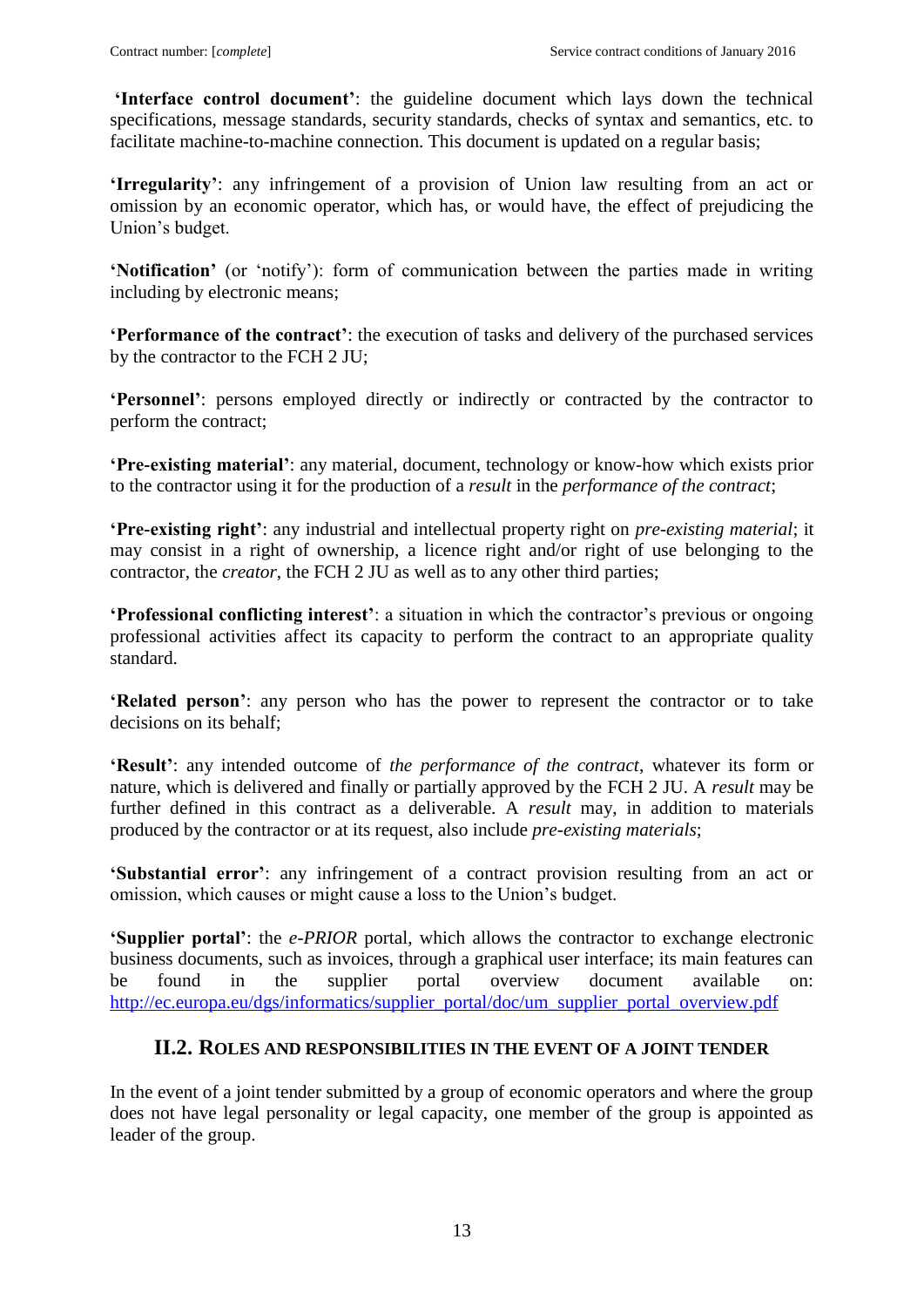**'Interface control document'**: the guideline document which lays down the technical specifications, message standards, security standards, checks of syntax and semantics, etc. to facilitate machine-to-machine connection. This document is updated on a regular basis;

**'Irregularity'**: any infringement of a provision of Union law resulting from an act or omission by an economic operator, which has, or would have, the effect of prejudicing the Union's budget.

**'Notification'** (or 'notify'): form of communication between the parties made in writing including by electronic means;

**'Performance of the contract'**: the execution of tasks and delivery of the purchased services by the contractor to the FCH 2 JU;

**'Personnel'**: persons employed directly or indirectly or contracted by the contractor to perform the contract;

**'Pre-existing material'**: any material, document, technology or know-how which exists prior to the contractor using it for the production of a *result* in the *performance of the contract*;

**'Pre-existing right'**: any industrial and intellectual property right on *pre-existing material*; it may consist in a right of ownership, a licence right and/or right of use belonging to the contractor, the *creator*, the FCH 2 JU as well as to any other third parties;

**'Professional conflicting interest'**: a situation in which the contractor's previous or ongoing professional activities affect its capacity to perform the contract to an appropriate quality standard.

**'Related person'**: any person who has the power to represent the contractor or to take decisions on its behalf;

**'Result'**: any intended outcome of *the performance of the contract*, whatever its form or nature, which is delivered and finally or partially approved by the FCH 2 JU. A *result* may be further defined in this contract as a deliverable. A *result* may, in addition to materials produced by the contractor or at its request, also include *pre-existing materials*;

**'Substantial error'**: any infringement of a contract provision resulting from an act or omission, which causes or might cause a loss to the Union's budget.

**'Supplier portal'**: the *e-PRIOR* portal, which allows the contractor to exchange electronic business documents, such as invoices, through a graphical user interface; its main features can be found in the supplier portal overview document available on: http://ec.europa.eu/dgs/informatics/supplier_portal/doc/um_supplier_portal_overview.pdf

## II.2. Roles and responsibilities in the event of a joint tender

In the event of a joint tender submitted by a group of economic operators and where the group does not have legal personality or legal capacity, one member of the group is appointed as leader of the group.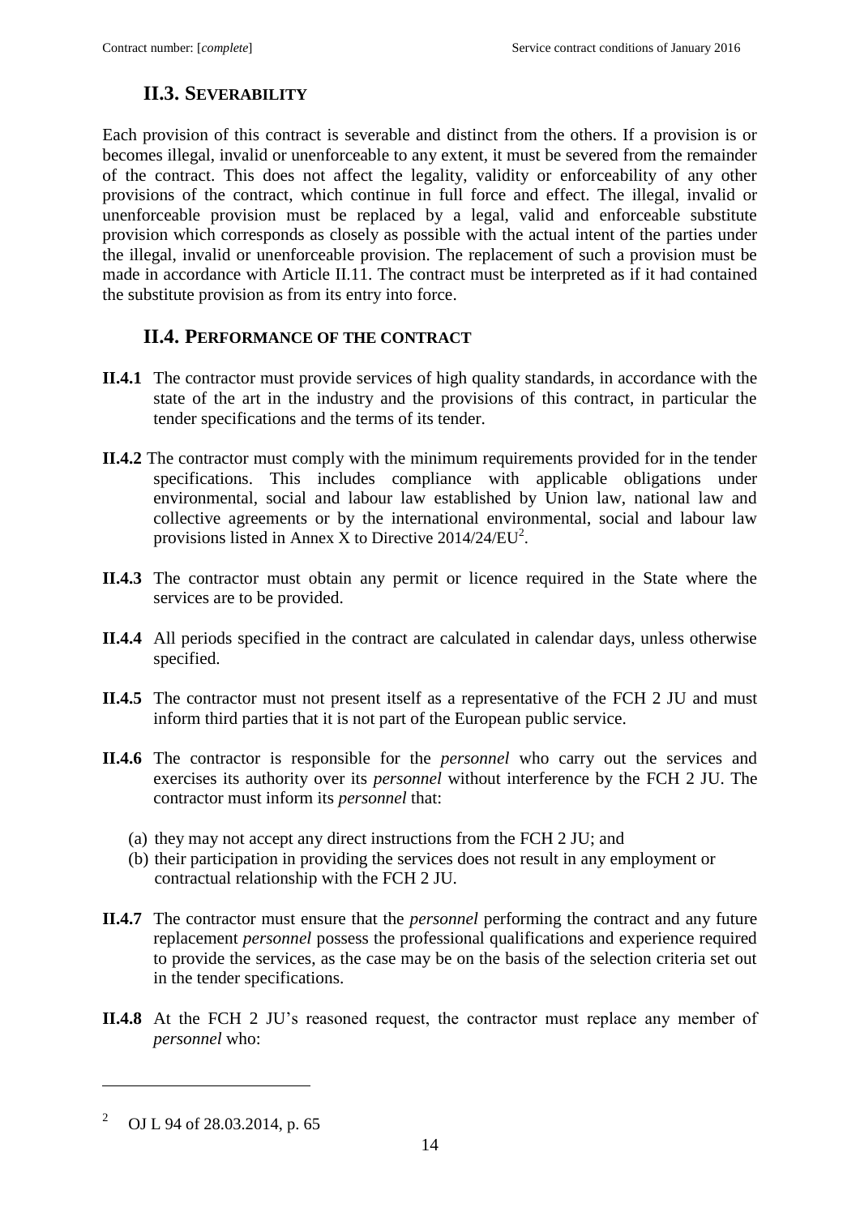## II.3. SEVERABILITY

Each provision of this contract is severable and distinct from the others. If a provision is or becomes illegal, invalid or unenforceable to any extent, it must be severed from the remainder of the contract. This does not affect the legality, validity or enforceability of any other provisions of the contract, which continue in full force and effect. The illegal, invalid or unenforceable provision must be replaced by a legal, valid and enforceable substitute provision which corresponds as closely as possible with the actual intent of the parties under the illegal, invalid or unenforceable provision. The replacement of such a provision must be made in accordance with Article II.11. The contract must be interpreted as if it had contained the substitute provision as from its entry into force.

## II.4. PERFORMANCE OF THE CONTRACT

**II.4.1** The contractor must provide services of high quality standards, in accordance with the state of the art in the industry and the provisions of this contract, in particular the tender specifications and the terms of its tender.

**II.4.2** The contractor must comply with the minimum requirements provided for in the tender specifications. This includes compliance with applicable obligations under environmental, social and labour law established by Union law, national law and collective agreements or by the international environmental, social and labour law provisions listed in Annex X to Directive 2014/24/EU[2].

**II.4.3** The contractor must obtain any permit or licence required in the State where the services are to be provided.

**II.4.4** All periods specified in the contract are calculated in calendar days, unless otherwise specified.

**II.4.5** The contractor must not present itself as a representative of the FCH 2 JU and must inform third parties that it is not part of the European public service.

**II.4.6** The contractor is responsible for the *personnel* who carry out the services and exercises its authority over its *personnel* without interference by the FCH 2 JU. The contractor must inform its *personnel* that:

(a) they may not accept any direct instructions from the FCH 2 JU; and
(b) their participation in providing the services does not result in any employment or contractual relationship with the FCH 2 JU.

**II.4.7** The contractor must ensure that the *personnel* performing the contract and any future replacement *personnel* possess the professional qualifications and experience required to provide the services, as the case may be on the basis of the selection criteria set out in the tender specifications.

**II.4.8** At the FCH 2 JU's reasoned request, the contractor must replace any member of *personnel* who:

---

[2] OJ L 94 of 28.03.2014, p. 65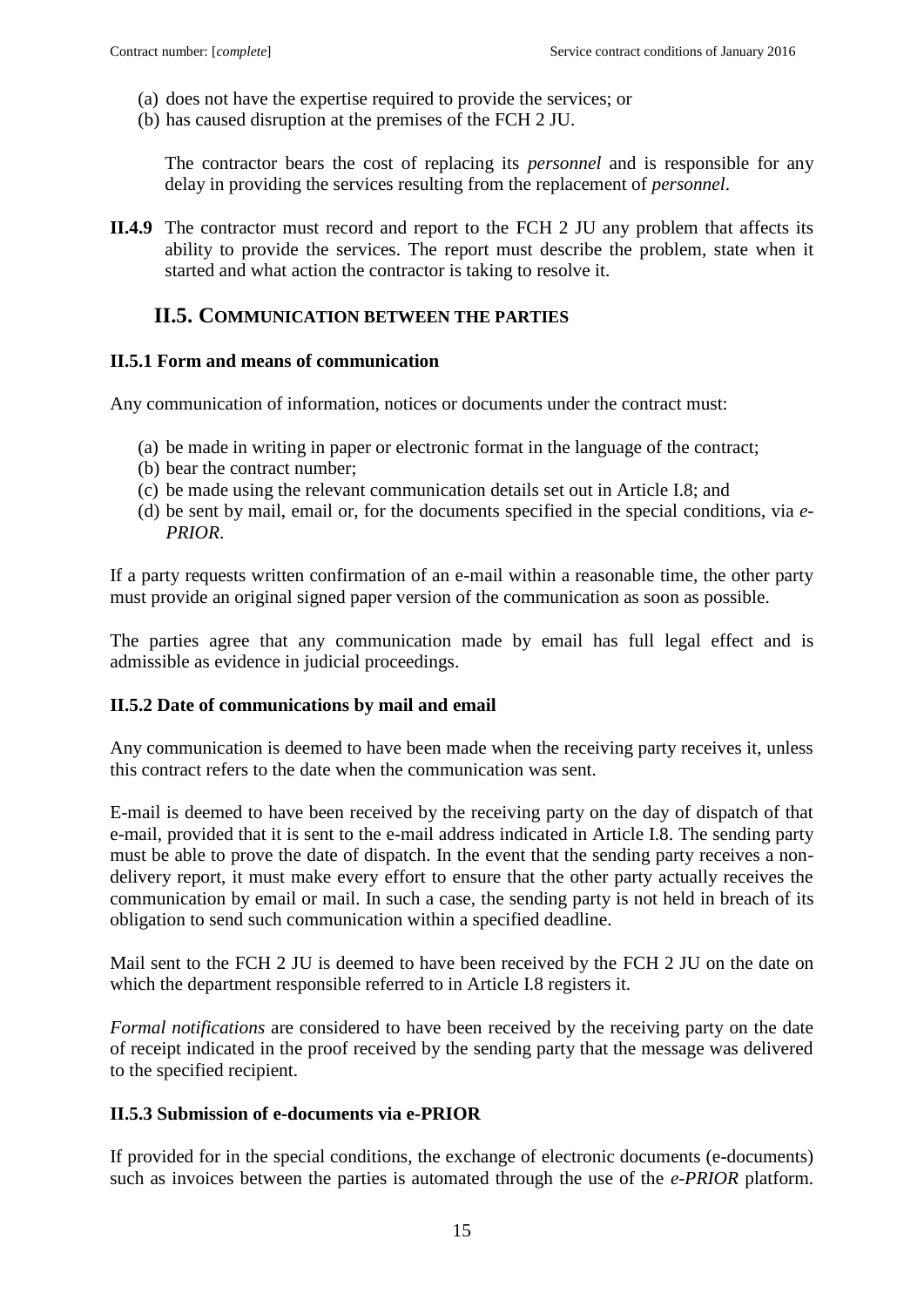(a) does not have the expertise required to provide the services; or
(b) has caused disruption at the premises of the FCH 2 JU.

The contractor bears the cost of replacing its *personnel* and is responsible for any delay in providing the services resulting from the replacement of *personnel*.

**II.4.9** The contractor must record and report to the FCH 2 JU any problem that affects its ability to provide the services. The report must describe the problem, state when it started and what action the contractor is taking to resolve it.

## II.5. COMMUNICATION BETWEEN THE PARTIES

### II.5.1 Form and means of communication

Any communication of information, notices or documents under the contract must:

(a) be made in writing in paper or electronic format in the language of the contract;
(b) bear the contract number;
(c) be made using the relevant communication details set out in Article I.8; and
(d) be sent by mail, email or, for the documents specified in the special conditions, via *e-PRIOR*.

If a party requests written confirmation of an e-mail within a reasonable time, the other party must provide an original signed paper version of the communication as soon as possible.

The parties agree that any communication made by email has full legal effect and is admissible as evidence in judicial proceedings.

### II.5.2 Date of communications by mail and email

Any communication is deemed to have been made when the receiving party receives it, unless this contract refers to the date when the communication was sent.

E-mail is deemed to have been received by the receiving party on the day of dispatch of that e-mail, provided that it is sent to the e-mail address indicated in Article I.8. The sending party must be able to prove the date of dispatch. In the event that the sending party receives a non-delivery report, it must make every effort to ensure that the other party actually receives the communication by email or mail. In such a case, the sending party is not held in breach of its obligation to send such communication within a specified deadline.

Mail sent to the FCH 2 JU is deemed to have been received by the FCH 2 JU on the date on which the department responsible referred to in Article I.8 registers it.

*Formal notifications* are considered to have been received by the receiving party on the date of receipt indicated in the proof received by the sending party that the message was delivered to the specified recipient.

### II.5.3 Submission of e-documents via e-PRIOR

If provided for in the special conditions, the exchange of electronic documents (e-documents) such as invoices between the parties is automated through the use of the *e-PRIOR* platform.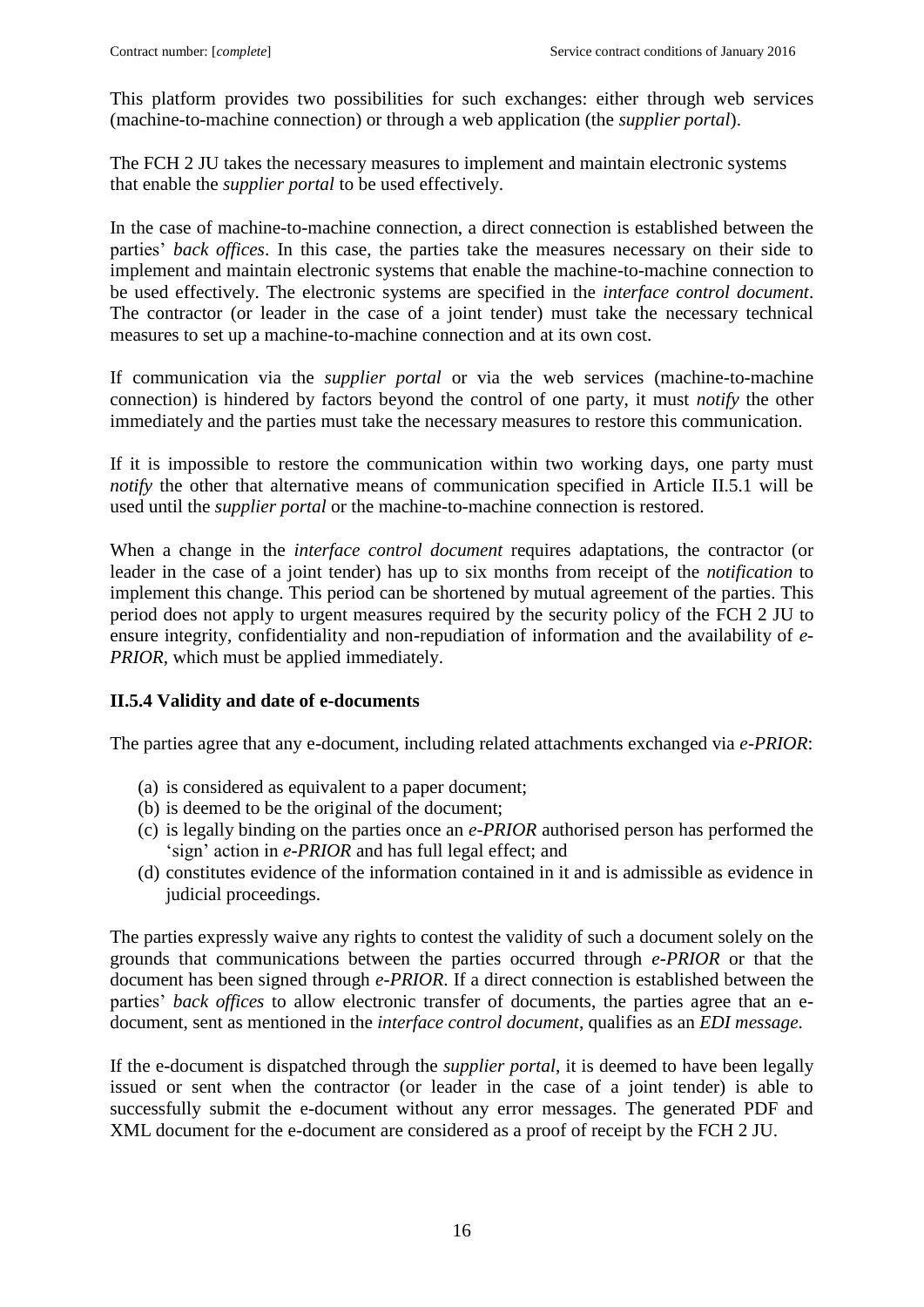This platform provides two possibilities for such exchanges: either through web services (machine-to-machine connection) or through a web application (the *supplier portal*).

The FCH 2 JU takes the necessary measures to implement and maintain electronic systems that enable the *supplier portal* to be used effectively.

In the case of machine-to-machine connection, a direct connection is established between the parties' *back offices*. In this case, the parties take the measures necessary on their side to implement and maintain electronic systems that enable the machine-to-machine connection to be used effectively. The electronic systems are specified in the *interface control document*. The contractor (or leader in the case of a joint tender) must take the necessary technical measures to set up a machine-to-machine connection and at its own cost.

If communication via the *supplier portal* or via the web services (machine-to-machine connection) is hindered by factors beyond the control of one party, it must *notify* the other immediately and the parties must take the necessary measures to restore this communication.

If it is impossible to restore the communication within two working days, one party must *notify* the other that alternative means of communication specified in Article II.5.1 will be used until the *supplier portal* or the machine-to-machine connection is restored.

When a change in the *interface control document* requires adaptations, the contractor (or leader in the case of a joint tender) has up to six months from receipt of the *notification* to implement this change. This period can be shortened by mutual agreement of the parties. This period does not apply to urgent measures required by the security policy of the FCH 2 JU to ensure integrity, confidentiality and non-repudiation of information and the availability of *e-PRIOR*, which must be applied immediately.

### II.5.4 Validity and date of e-documents

The parties agree that any e-document, including related attachments exchanged via *e-PRIOR*:

(a) is considered as equivalent to a paper document;
(b) is deemed to be the original of the document;
(c) is legally binding on the parties once an *e-PRIOR* authorised person has performed the 'sign' action in *e-PRIOR* and has full legal effect; and
(d) constitutes evidence of the information contained in it and is admissible as evidence in judicial proceedings.

The parties expressly waive any rights to contest the validity of such a document solely on the grounds that communications between the parties occurred through *e-PRIOR* or that the document has been signed through *e-PRIOR*. If a direct connection is established between the parties' *back offices* to allow electronic transfer of documents, the parties agree that an e-document, sent as mentioned in the *interface control document*, qualifies as an *EDI message*.

If the e-document is dispatched through the *supplier portal*, it is deemed to have been legally issued or sent when the contractor (or leader in the case of a joint tender) is able to successfully submit the e-document without any error messages. The generated PDF and XML document for the e-document are considered as a proof of receipt by the FCH 2 JU.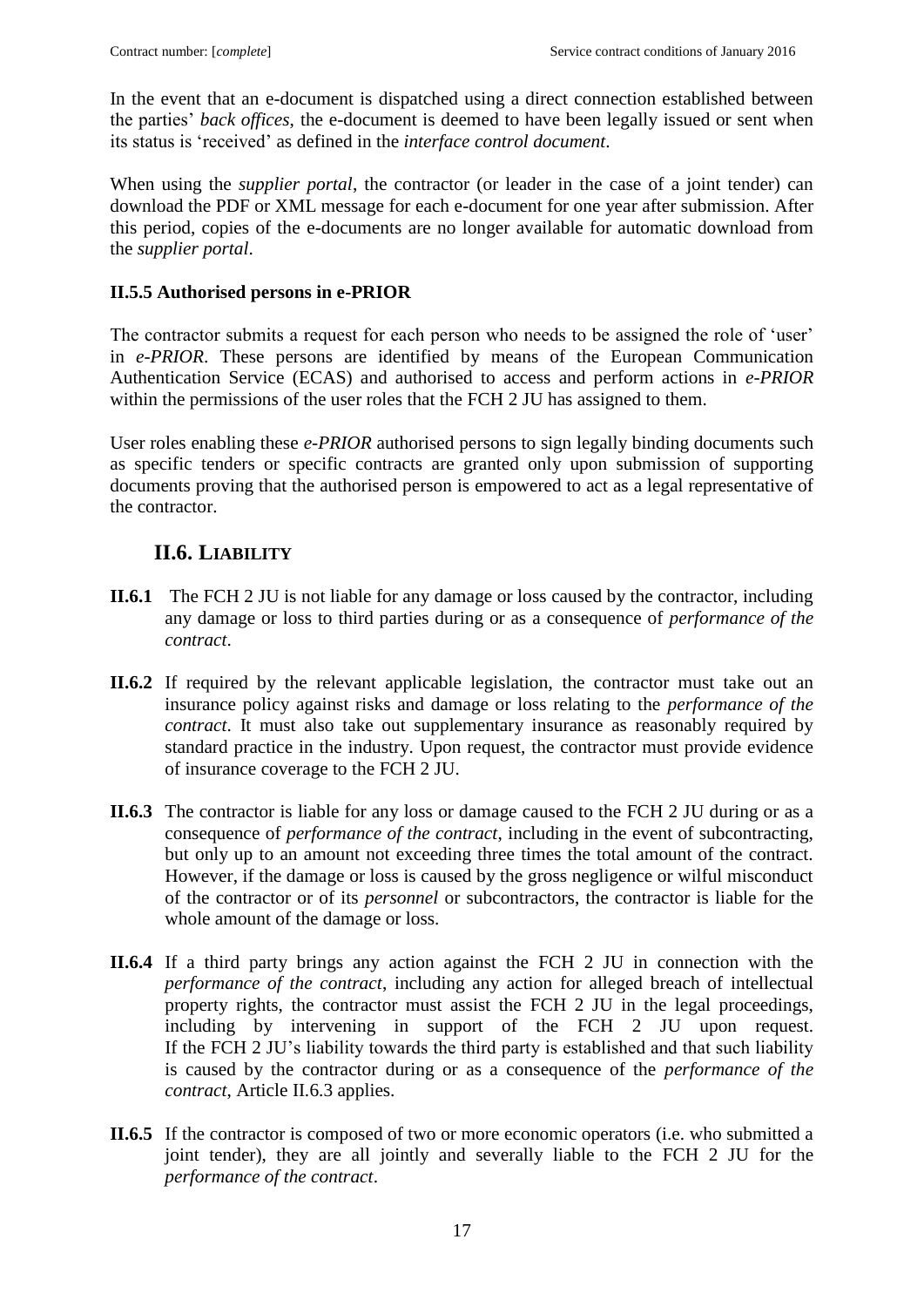In the event that an e-document is dispatched using a direct connection established between the parties' *back offices*, the e-document is deemed to have been legally issued or sent when its status is 'received' as defined in the *interface control document*.

When using the *supplier portal*, the contractor (or leader in the case of a joint tender) can download the PDF or XML message for each e-document for one year after submission. After this period, copies of the e-documents are no longer available for automatic download from the *supplier portal*.

### II.5.5 Authorised persons in e-PRIOR

The contractor submits a request for each person who needs to be assigned the role of 'user' in *e-PRIOR*. These persons are identified by means of the European Communication Authentication Service (ECAS) and authorised to access and perform actions in *e-PRIOR* within the permissions of the user roles that the FCH 2 JU has assigned to them.

User roles enabling these *e-PRIOR* authorised persons to sign legally binding documents such as specific tenders or specific contracts are granted only upon submission of supporting documents proving that the authorised person is empowered to act as a legal representative of the contractor.

## II.6. LIABILITY

**II.6.1** The FCH 2 JU is not liable for any damage or loss caused by the contractor, including any damage or loss to third parties during or as a consequence of *performance of the contract*.

**II.6.2** If required by the relevant applicable legislation, the contractor must take out an insurance policy against risks and damage or loss relating to the *performance of the contract*. It must also take out supplementary insurance as reasonably required by standard practice in the industry. Upon request, the contractor must provide evidence of insurance coverage to the FCH 2 JU.

**II.6.3** The contractor is liable for any loss or damage caused to the FCH 2 JU during or as a consequence of *performance of the contract*, including in the event of subcontracting, but only up to an amount not exceeding three times the total amount of the contract. However, if the damage or loss is caused by the gross negligence or wilful misconduct of the contractor or of its *personnel* or subcontractors, the contractor is liable for the whole amount of the damage or loss.

**II.6.4** If a third party brings any action against the FCH 2 JU in connection with the *performance of the contract*, including any action for alleged breach of intellectual property rights, the contractor must assist the FCH 2 JU in the legal proceedings, including by intervening in support of the FCH 2 JU upon request. If the FCH 2 JU's liability towards the third party is established and that such liability is caused by the contractor during or as a consequence of the *performance of the contract*, Article II.6.3 applies.

**II.6.5** If the contractor is composed of two or more economic operators (i.e. who submitted a joint tender), they are all jointly and severally liable to the FCH 2 JU for the *performance of the contract*.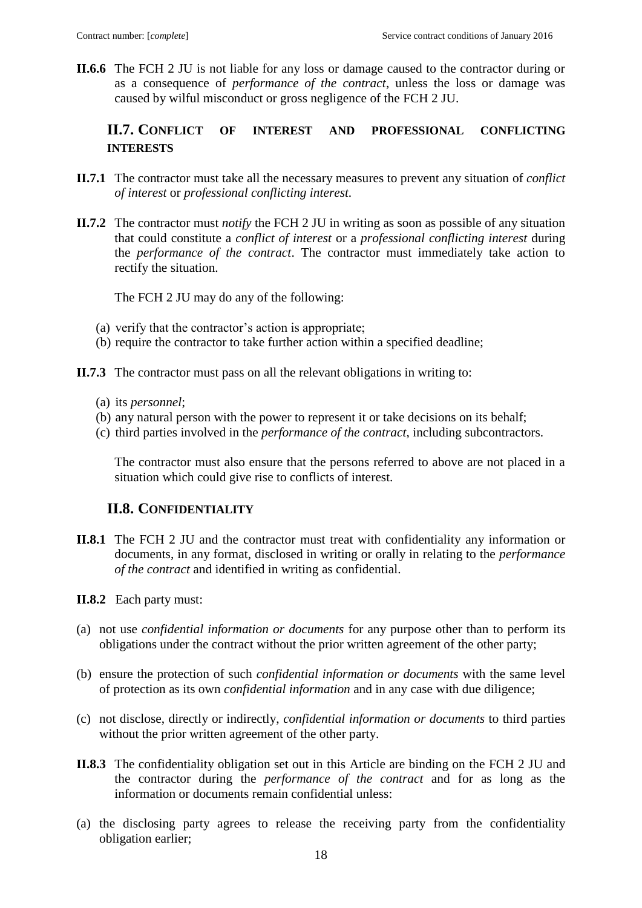**II.6.6** The FCH 2 JU is not liable for any loss or damage caused to the contractor during or as a consequence of *performance of the contract*, unless the loss or damage was caused by wilful misconduct or gross negligence of the FCH 2 JU.

## II.7. Conflict of interest and professional conflicting interests

**II.7.1** The contractor must take all the necessary measures to prevent any situation of *conflict of interest* or *professional conflicting interest.*

**II.7.2** The contractor must *notify* the FCH 2 JU in writing as soon as possible of any situation that could constitute a *conflict of interest* or a *professional conflicting interest* during the *performance of the contract*. The contractor must immediately take action to rectify the situation.

The FCH 2 JU may do any of the following:

(a) verify that the contractor's action is appropriate;
(b) require the contractor to take further action within a specified deadline;

**II.7.3** The contractor must pass on all the relevant obligations in writing to:

(a) its *personnel*;
(b) any natural person with the power to represent it or take decisions on its behalf;
(c) third parties involved in the *performance of the contract*, including subcontractors.

The contractor must also ensure that the persons referred to above are not placed in a situation which could give rise to conflicts of interest.

## II.8. Confidentiality

**II.8.1** The FCH 2 JU and the contractor must treat with confidentiality any information or documents, in any format, disclosed in writing or orally in relating to the *performance of the contract* and identified in writing as confidential.

**II.8.2** Each party must:

(a) not use *confidential information or documents* for any purpose other than to perform its obligations under the contract without the prior written agreement of the other party;

(b) ensure the protection of such *confidential information or documents* with the same level of protection as its own *confidential information* and in any case with due diligence;

(c) not disclose, directly or indirectly, *confidential information or documents* to third parties without the prior written agreement of the other party.

**II.8.3** The confidentiality obligation set out in this Article are binding on the FCH 2 JU and the contractor during the *performance of the contract* and for as long as the information or documents remain confidential unless:

(a) the disclosing party agrees to release the receiving party from the confidentiality obligation earlier;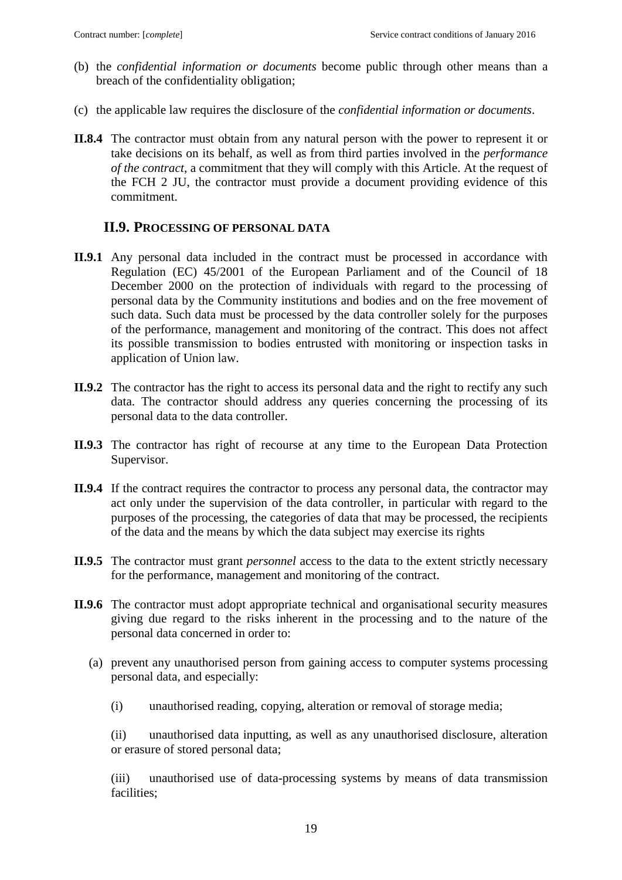(b) the *confidential information or documents* become public through other means than a breach of the confidentiality obligation;

(c) the applicable law requires the disclosure of the *confidential information or documents*.

**II.8.4** The contractor must obtain from any natural person with the power to represent it or take decisions on its behalf, as well as from third parties involved in the *performance of the contract*, a commitment that they will comply with this Article. At the request of the FCH 2 JU, the contractor must provide a document providing evidence of this commitment.

## II.9. PROCESSING OF PERSONAL DATA

**II.9.1** Any personal data included in the contract must be processed in accordance with Regulation (EC) 45/2001 of the European Parliament and of the Council of 18 December 2000 on the protection of individuals with regard to the processing of personal data by the Community institutions and bodies and on the free movement of such data. Such data must be processed by the data controller solely for the purposes of the performance, management and monitoring of the contract. This does not affect its possible transmission to bodies entrusted with monitoring or inspection tasks in application of Union law.

**II.9.2** The contractor has the right to access its personal data and the right to rectify any such data. The contractor should address any queries concerning the processing of its personal data to the data controller.

**II.9.3** The contractor has right of recourse at any time to the European Data Protection Supervisor.

**II.9.4** If the contract requires the contractor to process any personal data, the contractor may act only under the supervision of the data controller, in particular with regard to the purposes of the processing, the categories of data that may be processed, the recipients of the data and the means by which the data subject may exercise its rights

**II.9.5** The contractor must grant *personnel* access to the data to the extent strictly necessary for the performance, management and monitoring of the contract.

**II.9.6** The contractor must adopt appropriate technical and organisational security measures giving due regard to the risks inherent in the processing and to the nature of the personal data concerned in order to:

(a) prevent any unauthorised person from gaining access to computer systems processing personal data, and especially:

(i) unauthorised reading, copying, alteration or removal of storage media;

(ii) unauthorised data inputting, as well as any unauthorised disclosure, alteration or erasure of stored personal data;

(iii) unauthorised use of data-processing systems by means of data transmission facilities;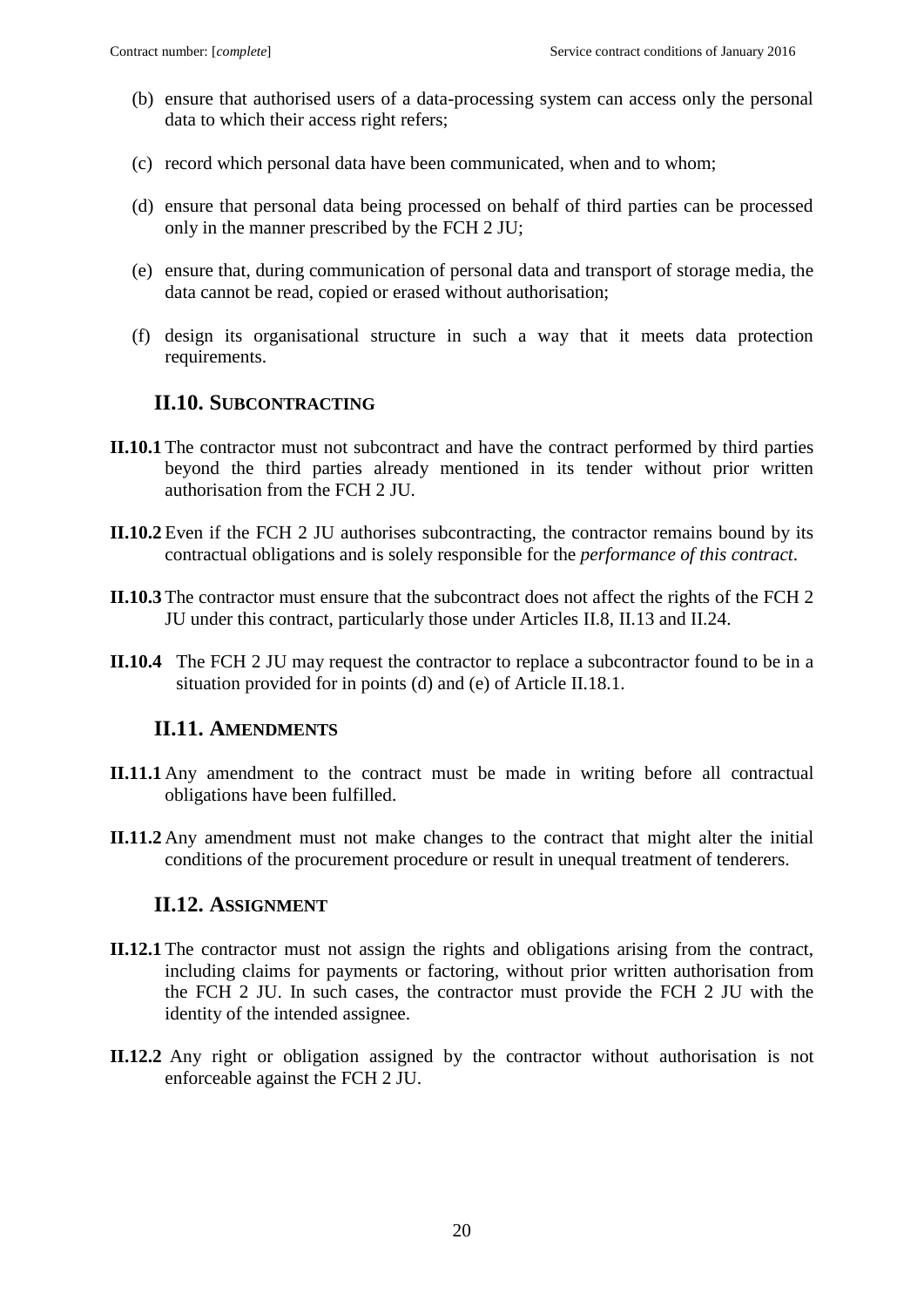(b) ensure that authorised users of a data-processing system can access only the personal data to which their access right refers;

(c) record which personal data have been communicated, when and to whom;

(d) ensure that personal data being processed on behalf of third parties can be processed only in the manner prescribed by the FCH 2 JU;

(e) ensure that, during communication of personal data and transport of storage media, the data cannot be read, copied or erased without authorisation;

(f) design its organisational structure in such a way that it meets data protection requirements.

## II.10. Subcontracting

**II.10.1** The contractor must not subcontract and have the contract performed by third parties beyond the third parties already mentioned in its tender without prior written authorisation from the FCH 2 JU.

**II.10.2** Even if the FCH 2 JU authorises subcontracting, the contractor remains bound by its contractual obligations and is solely responsible for the *performance of this contract*.

**II.10.3** The contractor must ensure that the subcontract does not affect the rights of the FCH 2 JU under this contract, particularly those under Articles II.8, II.13 and II.24.

**II.10.4** The FCH 2 JU may request the contractor to replace a subcontractor found to be in a situation provided for in points (d) and (e) of Article II.18.1.

## II.11. Amendments

**II.11.1** Any amendment to the contract must be made in writing before all contractual obligations have been fulfilled.

**II.11.2** Any amendment must not make changes to the contract that might alter the initial conditions of the procurement procedure or result in unequal treatment of tenderers.

## II.12. Assignment

**II.12.1** The contractor must not assign the rights and obligations arising from the contract, including claims for payments or factoring, without prior written authorisation from the FCH 2 JU. In such cases, the contractor must provide the FCH 2 JU with the identity of the intended assignee.

**II.12.2** Any right or obligation assigned by the contractor without authorisation is not enforceable against the FCH 2 JU.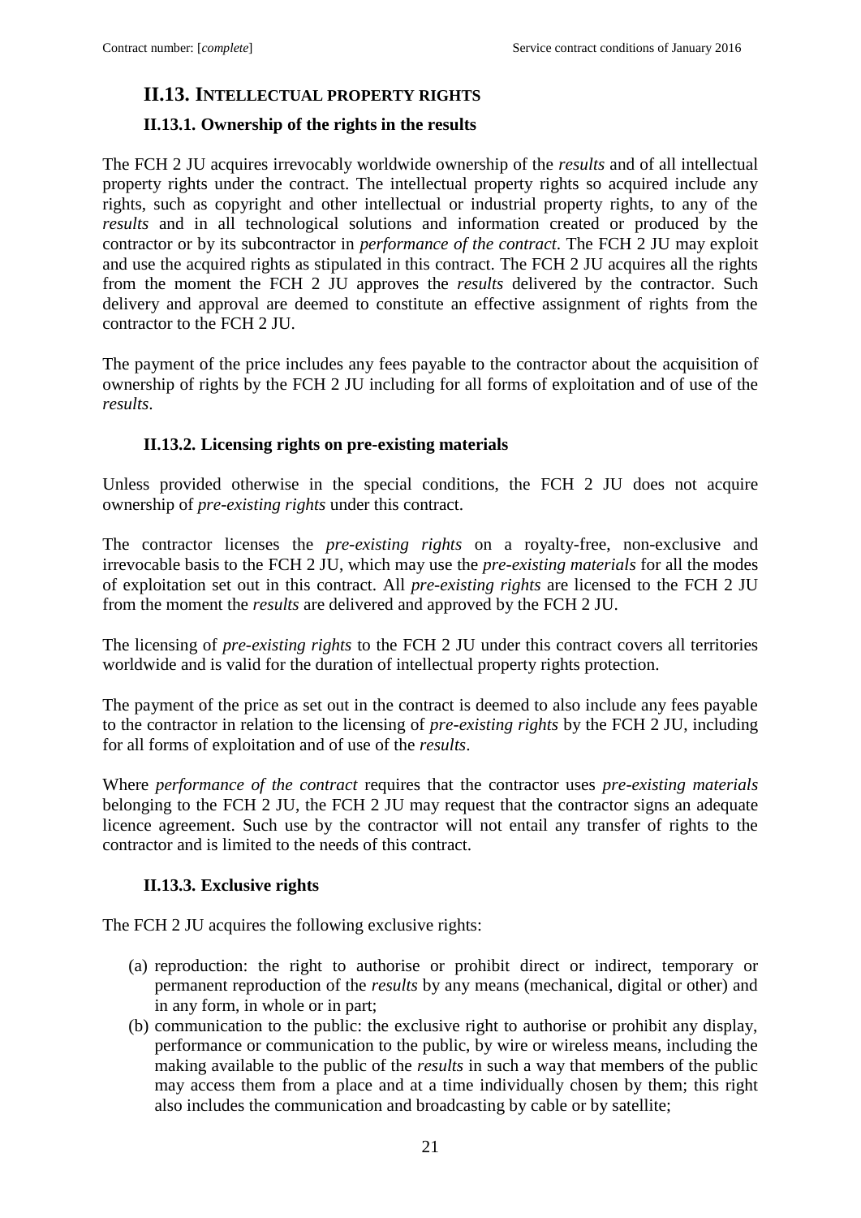## II.13. INTELLECTUAL PROPERTY RIGHTS

### II.13.1. Ownership of the rights in the results

The FCH 2 JU acquires irrevocably worldwide ownership of the *results* and of all intellectual property rights under the contract. The intellectual property rights so acquired include any rights, such as copyright and other intellectual or industrial property rights, to any of the *results* and in all technological solutions and information created or produced by the contractor or by its subcontractor in *performance of the contract*. The FCH 2 JU may exploit and use the acquired rights as stipulated in this contract. The FCH 2 JU acquires all the rights from the moment the FCH 2 JU approves the *results* delivered by the contractor. Such delivery and approval are deemed to constitute an effective assignment of rights from the contractor to the FCH 2 JU.

The payment of the price includes any fees payable to the contractor about the acquisition of ownership of rights by the FCH 2 JU including for all forms of exploitation and of use of the *results*.

### II.13.2. Licensing rights on pre-existing materials

Unless provided otherwise in the special conditions, the FCH 2 JU does not acquire ownership of *pre-existing rights* under this contract.

The contractor licenses the *pre-existing rights* on a royalty-free, non-exclusive and irrevocable basis to the FCH 2 JU, which may use the *pre-existing materials* for all the modes of exploitation set out in this contract. All *pre-existing rights* are licensed to the FCH 2 JU from the moment the *results* are delivered and approved by the FCH 2 JU.

The licensing of *pre-existing rights* to the FCH 2 JU under this contract covers all territories worldwide and is valid for the duration of intellectual property rights protection.

The payment of the price as set out in the contract is deemed to also include any fees payable to the contractor in relation to the licensing of *pre-existing rights* by the FCH 2 JU, including for all forms of exploitation and of use of the *results*.

Where *performance of the contract* requires that the contractor uses *pre-existing materials* belonging to the FCH 2 JU, the FCH 2 JU may request that the contractor signs an adequate licence agreement. Such use by the contractor will not entail any transfer of rights to the contractor and is limited to the needs of this contract.

### II.13.3. Exclusive rights

The FCH 2 JU acquires the following exclusive rights:

(a) reproduction: the right to authorise or prohibit direct or indirect, temporary or permanent reproduction of the *results* by any means (mechanical, digital or other) and in any form, in whole or in part;

(b) communication to the public: the exclusive right to authorise or prohibit any display, performance or communication to the public, by wire or wireless means, including the making available to the public of the *results* in such a way that members of the public may access them from a place and at a time individually chosen by them; this right also includes the communication and broadcasting by cable or by satellite;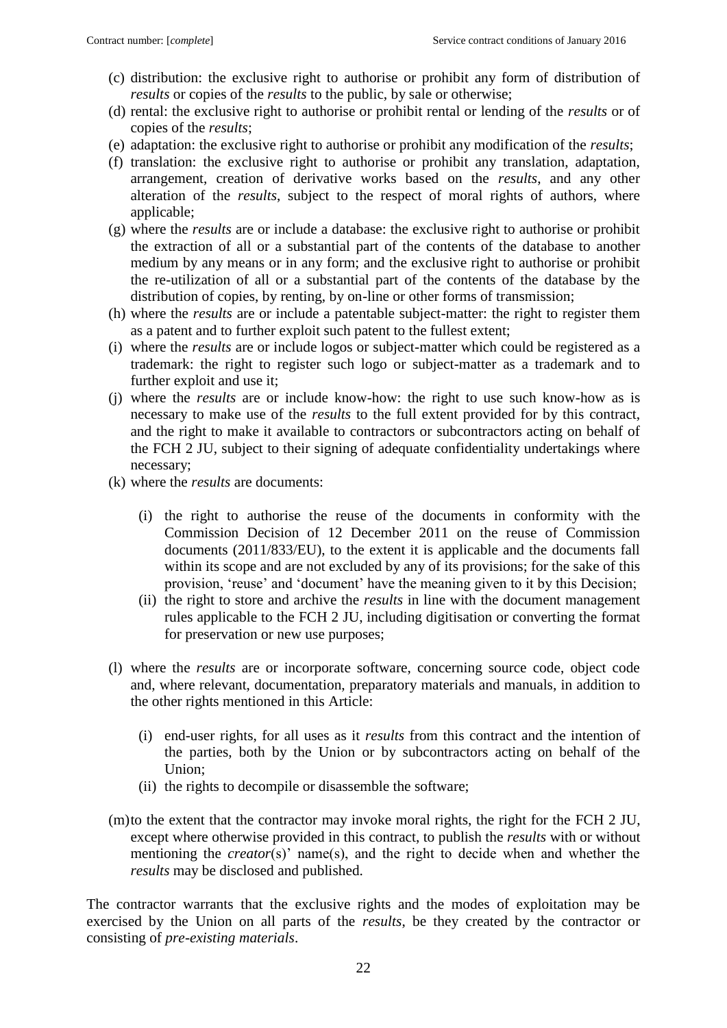(c) distribution: the exclusive right to authorise or prohibit any form of distribution of *results* or copies of the *results* to the public, by sale or otherwise;

(d) rental: the exclusive right to authorise or prohibit rental or lending of the *results* or of copies of the *results*;

(e) adaptation: the exclusive right to authorise or prohibit any modification of the *results*;

(f) translation: the exclusive right to authorise or prohibit any translation, adaptation, arrangement, creation of derivative works based on the *results*, and any other alteration of the *results*, subject to the respect of moral rights of authors, where applicable;

(g) where the *results* are or include a database: the exclusive right to authorise or prohibit the extraction of all or a substantial part of the contents of the database to another medium by any means or in any form; and the exclusive right to authorise or prohibit the re-utilization of all or a substantial part of the contents of the database by the distribution of copies, by renting, by on-line or other forms of transmission;

(h) where the *results* are or include a patentable subject-matter: the right to register them as a patent and to further exploit such patent to the fullest extent;

(i) where the *results* are or include logos or subject-matter which could be registered as a trademark: the right to register such logo or subject-matter as a trademark and to further exploit and use it;

(j) where the *results* are or include know-how: the right to use such know-how as is necessary to make use of the *results* to the full extent provided for by this contract, and the right to make it available to contractors or subcontractors acting on behalf of the FCH 2 JU, subject to their signing of adequate confidentiality undertakings where necessary;

(k) where the *results* are documents:

   (i) the right to authorise the reuse of the documents in conformity with the Commission Decision of 12 December 2011 on the reuse of Commission documents (2011/833/EU), to the extent it is applicable and the documents fall within its scope and are not excluded by any of its provisions; for the sake of this provision, 'reuse' and 'document' have the meaning given to it by this Decision;

   (ii) the right to store and archive the *results* in line with the document management rules applicable to the FCH 2 JU, including digitisation or converting the format for preservation or new use purposes;

(l) where the *results* are or incorporate software, concerning source code, object code and, where relevant, documentation, preparatory materials and manuals, in addition to the other rights mentioned in this Article:

   (i) end-user rights, for all uses as it *results* from this contract and the intention of the parties, both by the Union or by subcontractors acting on behalf of the Union;

   (ii) the rights to decompile or disassemble the software;

(m) to the extent that the contractor may invoke moral rights, the right for the FCH 2 JU, except where otherwise provided in this contract, to publish the *results* with or without mentioning the *creator*(s)' name(s), and the right to decide when and whether the *results* may be disclosed and published.

The contractor warrants that the exclusive rights and the modes of exploitation may be exercised by the Union on all parts of the *results*, be they created by the contractor or consisting of *pre-existing materials*.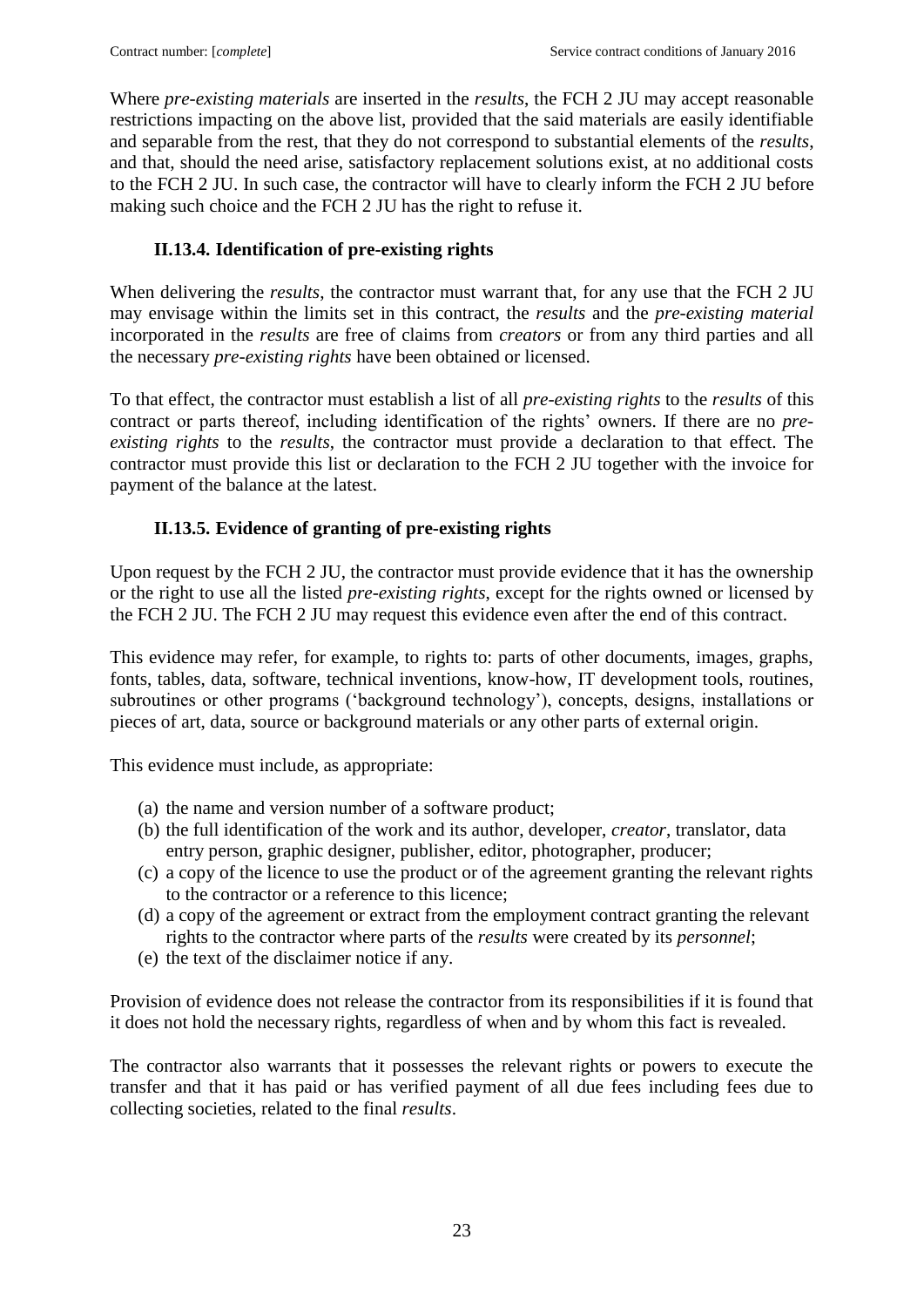Where *pre-existing materials* are inserted in the *results*, the FCH 2 JU may accept reasonable restrictions impacting on the above list, provided that the said materials are easily identifiable and separable from the rest, that they do not correspond to substantial elements of the *results*, and that, should the need arise, satisfactory replacement solutions exist, at no additional costs to the FCH 2 JU. In such case, the contractor will have to clearly inform the FCH 2 JU before making such choice and the FCH 2 JU has the right to refuse it.

### II.13.4. Identification of pre-existing rights

When delivering the *results*, the contractor must warrant that, for any use that the FCH 2 JU may envisage within the limits set in this contract, the *results* and the *pre-existing material* incorporated in the *results* are free of claims from *creators* or from any third parties and all the necessary *pre-existing rights* have been obtained or licensed.

To that effect, the contractor must establish a list of all *pre-existing rights* to the *results* of this contract or parts thereof, including identification of the rights' owners. If there are no *pre-existing rights* to the *results*, the contractor must provide a declaration to that effect. The contractor must provide this list or declaration to the FCH 2 JU together with the invoice for payment of the balance at the latest.

### II.13.5. Evidence of granting of pre-existing rights

Upon request by the FCH 2 JU, the contractor must provide evidence that it has the ownership or the right to use all the listed *pre-existing rights*, except for the rights owned or licensed by the FCH 2 JU. The FCH 2 JU may request this evidence even after the end of this contract.

This evidence may refer, for example, to rights to: parts of other documents, images, graphs, fonts, tables, data, software, technical inventions, know-how, IT development tools, routines, subroutines or other programs ('background technology'), concepts, designs, installations or pieces of art, data, source or background materials or any other parts of external origin.

This evidence must include, as appropriate:

(a) the name and version number of a software product;
(b) the full identification of the work and its author, developer, *creator*, translator, data entry person, graphic designer, publisher, editor, photographer, producer;
(c) a copy of the licence to use the product or of the agreement granting the relevant rights to the contractor or a reference to this licence;
(d) a copy of the agreement or extract from the employment contract granting the relevant rights to the contractor where parts of the *results* were created by its *personnel*;
(e) the text of the disclaimer notice if any.

Provision of evidence does not release the contractor from its responsibilities if it is found that it does not hold the necessary rights, regardless of when and by whom this fact is revealed.

The contractor also warrants that it possesses the relevant rights or powers to execute the transfer and that it has paid or has verified payment of all due fees including fees due to collecting societies, related to the final *results*.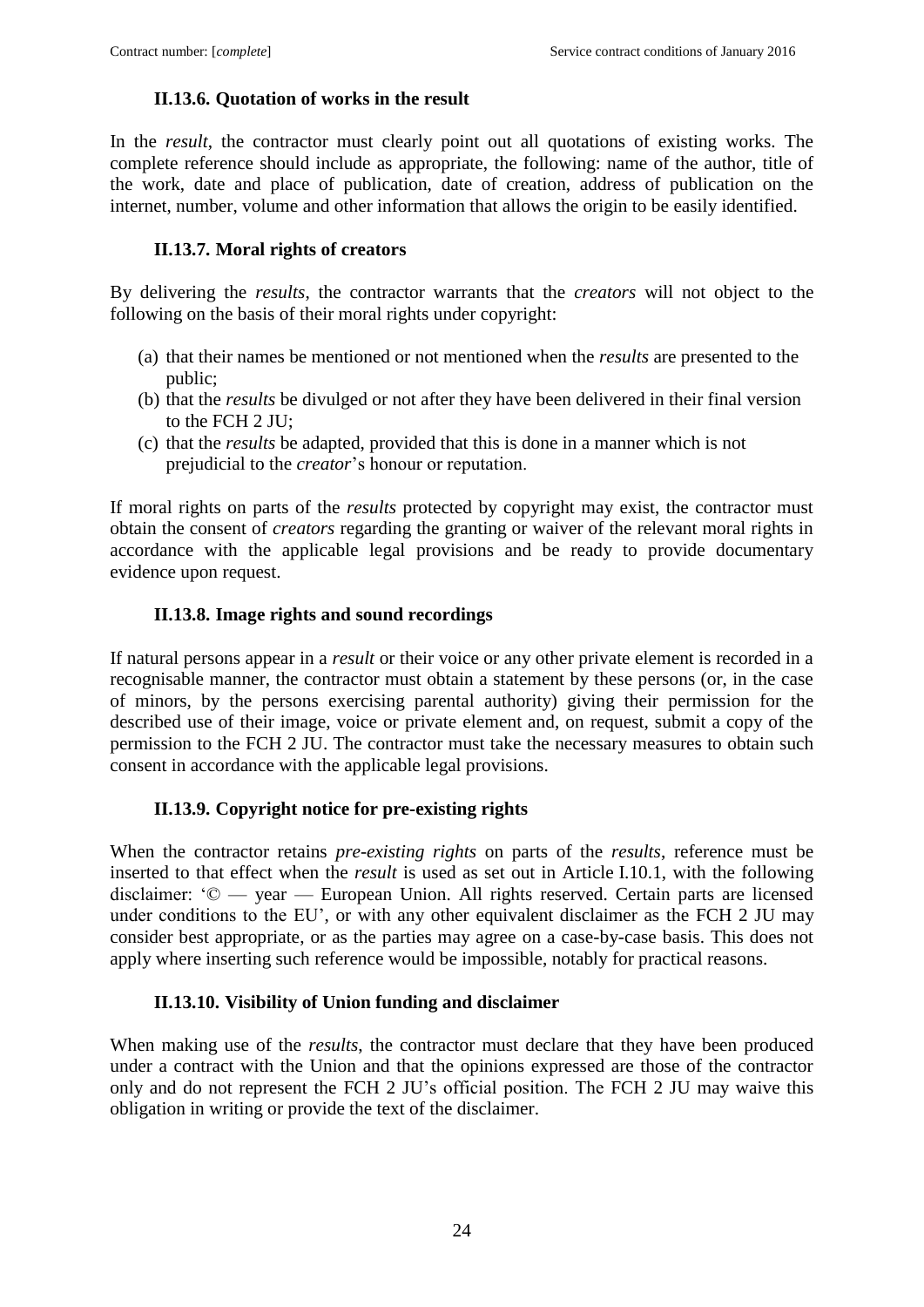#### II.13.6. Quotation of works in the result

In the *result*, the contractor must clearly point out all quotations of existing works. The complete reference should include as appropriate, the following: name of the author, title of the work, date and place of publication, date of creation, address of publication on the internet, number, volume and other information that allows the origin to be easily identified.

#### II.13.7. Moral rights of creators

By delivering the *results*, the contractor warrants that the *creators* will not object to the following on the basis of their moral rights under copyright:

(a) that their names be mentioned or not mentioned when the *results* are presented to the public;
(b) that the *results* be divulged or not after they have been delivered in their final version to the FCH 2 JU;
(c) that the *results* be adapted, provided that this is done in a manner which is not prejudicial to the *creator*'s honour or reputation.

If moral rights on parts of the *results* protected by copyright may exist, the contractor must obtain the consent of *creators* regarding the granting or waiver of the relevant moral rights in accordance with the applicable legal provisions and be ready to provide documentary evidence upon request.

#### II.13.8. Image rights and sound recordings

If natural persons appear in a *result* or their voice or any other private element is recorded in a recognisable manner, the contractor must obtain a statement by these persons (or, in the case of minors, by the persons exercising parental authority) giving their permission for the described use of their image, voice or private element and, on request, submit a copy of the permission to the FCH 2 JU. The contractor must take the necessary measures to obtain such consent in accordance with the applicable legal provisions.

#### II.13.9. Copyright notice for pre-existing rights

When the contractor retains *pre-existing rights* on parts of the *results*, reference must be inserted to that effect when the *result* is used as set out in Article I.10.1, with the following disclaimer: '© — year — European Union. All rights reserved. Certain parts are licensed under conditions to the EU', or with any other equivalent disclaimer as the FCH 2 JU may consider best appropriate, or as the parties may agree on a case-by-case basis. This does not apply where inserting such reference would be impossible, notably for practical reasons.

#### II.13.10. Visibility of Union funding and disclaimer

When making use of the *results*, the contractor must declare that they have been produced under a contract with the Union and that the opinions expressed are those of the contractor only and do not represent the FCH 2 JU's official position. The FCH 2 JU may waive this obligation in writing or provide the text of the disclaimer.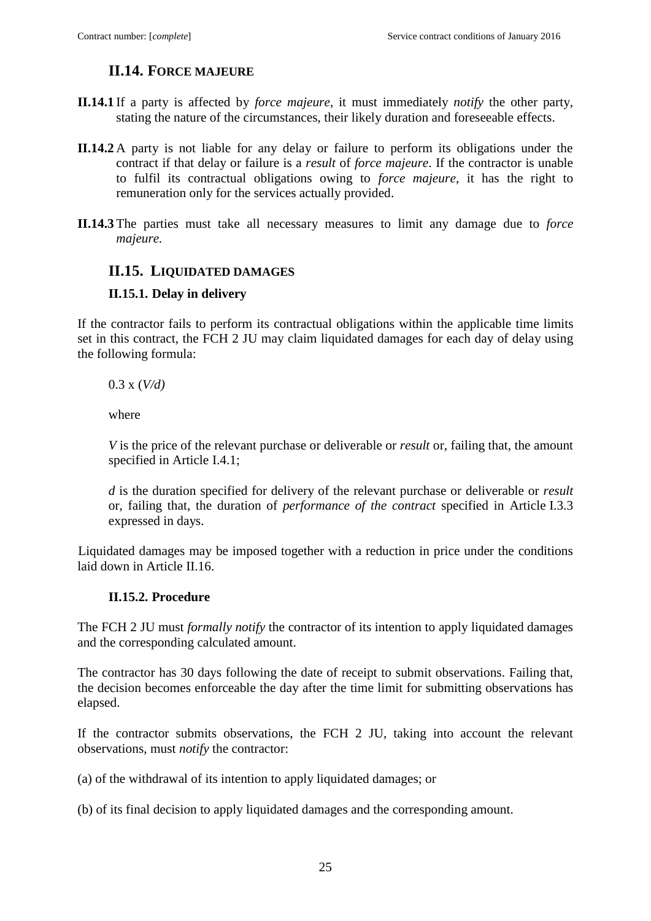## II.14. FORCE MAJEURE

**II.14.1** If a party is affected by *force majeure*, it must immediately *notify* the other party, stating the nature of the circumstances, their likely duration and foreseeable effects.

**II.14.2** A party is not liable for any delay or failure to perform its obligations under the contract if that delay or failure is a *result* of *force majeure*. If the contractor is unable to fulfil its contractual obligations owing to *force majeure*, it has the right to remuneration only for the services actually provided.

**II.14.3** The parties must take all necessary measures to limit any damage due to *force majeure.*

## II.15. LIQUIDATED DAMAGES

### II.15.1. Delay in delivery

If the contractor fails to perform its contractual obligations within the applicable time limits set in this contract, the FCH 2 JU may claim liquidated damages for each day of delay using the following formula:

$0.3 \times (V/d)$

where

$V$ is the price of the relevant purchase or deliverable or *result* or, failing that, the amount specified in Article I.4.1;

$d$ is the duration specified for delivery of the relevant purchase or deliverable or *result* or, failing that, the duration of *performance of the contract* specified in Article I.3.3 expressed in days.

Liquidated damages may be imposed together with a reduction in price under the conditions laid down in Article II.16.

### II.15.2. Procedure

The FCH 2 JU must *formally notify* the contractor of its intention to apply liquidated damages and the corresponding calculated amount.

The contractor has 30 days following the date of receipt to submit observations. Failing that, the decision becomes enforceable the day after the time limit for submitting observations has elapsed.

If the contractor submits observations, the FCH 2 JU, taking into account the relevant observations, must *notify* the contractor:

(a) of the withdrawal of its intention to apply liquidated damages; or

(b) of its final decision to apply liquidated damages and the corresponding amount.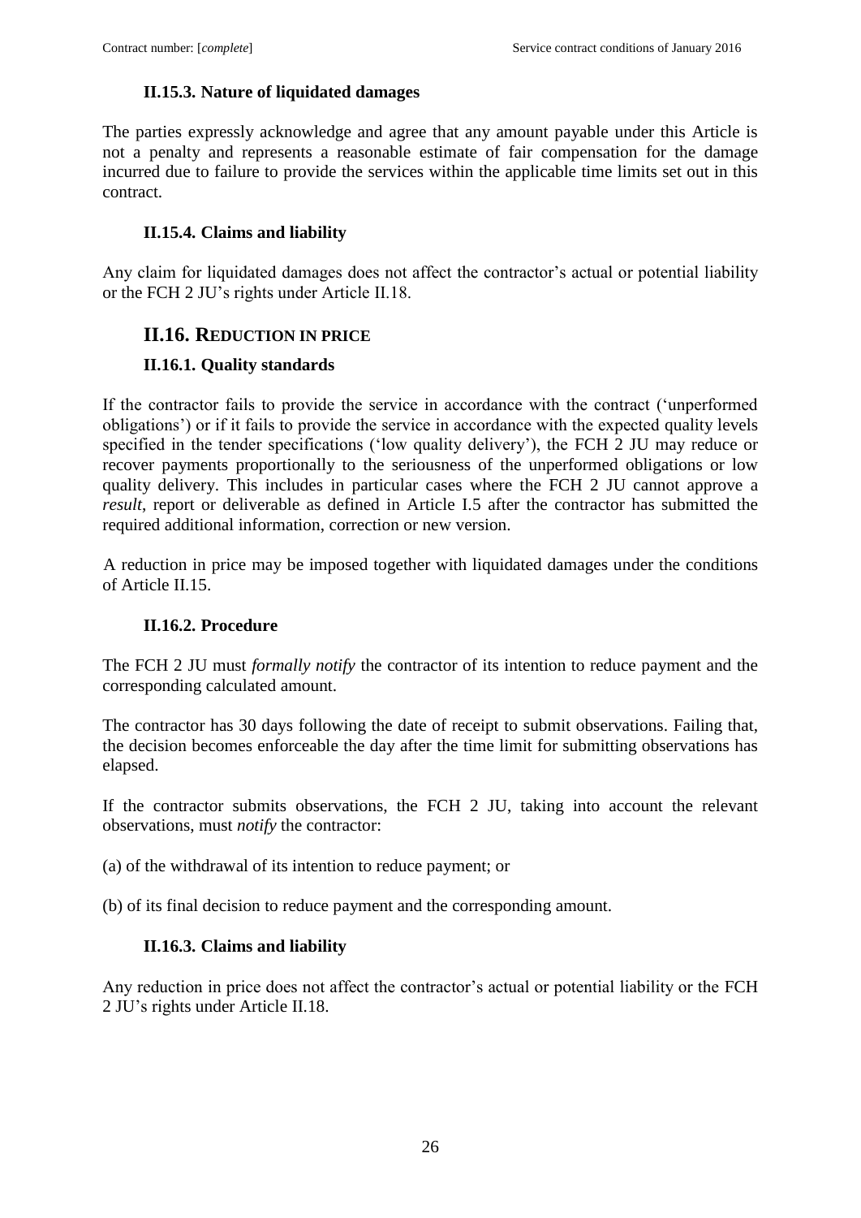### II.15.3. Nature of liquidated damages

The parties expressly acknowledge and agree that any amount payable under this Article is not a penalty and represents a reasonable estimate of fair compensation for the damage incurred due to failure to provide the services within the applicable time limits set out in this contract.

### II.15.4. Claims and liability

Any claim for liquidated damages does not affect the contractor's actual or potential liability or the FCH 2 JU's rights under Article II.18.

## II.16. REDUCTION IN PRICE

### II.16.1. Quality standards

If the contractor fails to provide the service in accordance with the contract ('unperformed obligations') or if it fails to provide the service in accordance with the expected quality levels specified in the tender specifications ('low quality delivery'), the FCH 2 JU may reduce or recover payments proportionally to the seriousness of the unperformed obligations or low quality delivery. This includes in particular cases where the FCH 2 JU cannot approve a *result*, report or deliverable as defined in Article I.5 after the contractor has submitted the required additional information, correction or new version.

A reduction in price may be imposed together with liquidated damages under the conditions of Article II.15.

### II.16.2. Procedure

The FCH 2 JU must *formally notify* the contractor of its intention to reduce payment and the corresponding calculated amount.

The contractor has 30 days following the date of receipt to submit observations. Failing that, the decision becomes enforceable the day after the time limit for submitting observations has elapsed.

If the contractor submits observations, the FCH 2 JU, taking into account the relevant observations, must *notify* the contractor:

(a) of the withdrawal of its intention to reduce payment; or

(b) of its final decision to reduce payment and the corresponding amount.

### II.16.3. Claims and liability

Any reduction in price does not affect the contractor's actual or potential liability or the FCH 2 JU's rights under Article II.18.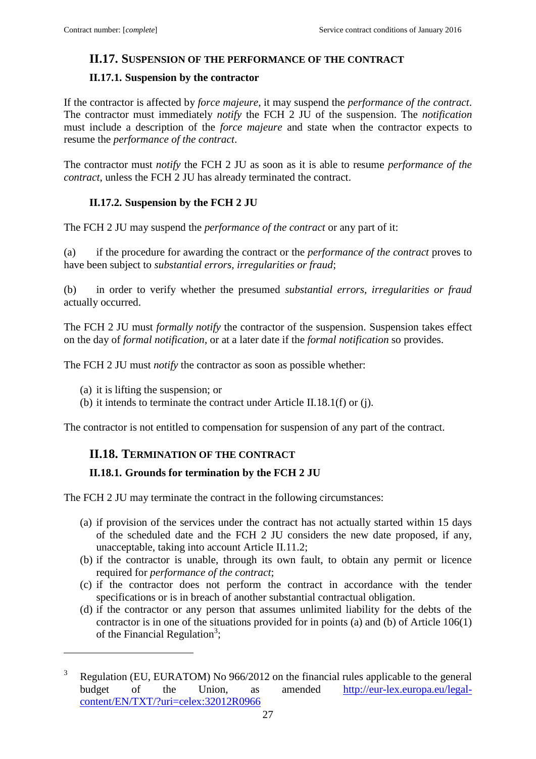## II.17. Suspension of the performance of the contract

### II.17.1. Suspension by the contractor

If the contractor is affected by *force majeure*, it may suspend the *performance of the contract*. The contractor must immediately *notify* the FCH 2 JU of the suspension. The *notification* must include a description of the *force majeure* and state when the contractor expects to resume the *performance of the contract*.

The contractor must *notify* the FCH 2 JU as soon as it is able to resume *performance of the contract*, unless the FCH 2 JU has already terminated the contract.

### II.17.2. Suspension by the FCH 2 JU

The FCH 2 JU may suspend the *performance of the contract* or any part of it:

(a) if the procedure for awarding the contract or the *performance of the contract* proves to have been subject to *substantial errors, irregularities or fraud*;

(b) in order to verify whether the presumed *substantial errors, irregularities or fraud* actually occurred.

The FCH 2 JU must *formally notify* the contractor of the suspension. Suspension takes effect on the day of *formal notification*, or at a later date if the *formal notification* so provides.

The FCH 2 JU must *notify* the contractor as soon as possible whether:

(a) it is lifting the suspension; or
(b) it intends to terminate the contract under Article II.18.1(f) or (j).

The contractor is not entitled to compensation for suspension of any part of the contract.

## II.18. Termination of the contract

### II.18.1. Grounds for termination by the FCH 2 JU

The FCH 2 JU may terminate the contract in the following circumstances:

(a) if provision of the services under the contract has not actually started within 15 days of the scheduled date and the FCH 2 JU considers the new date proposed, if any, unacceptable, taking into account Article II.11.2;
(b) if the contractor is unable, through its own fault, to obtain any permit or licence required for *performance of the contract*;
(c) if the contractor does not perform the contract in accordance with the tender specifications or is in breach of another substantial contractual obligation.
(d) if the contractor or any person that assumes unlimited liability for the debts of the contractor is in one of the situations provided for in points (a) and (b) of Article 106(1) of the Financial Regulation[3];

---

[3] Regulation (EU, EURATOM) No 966/2012 on the financial rules applicable to the general budget of the Union, as amended http://eur-lex.europa.eu/legal-content/EN/TXT/?uri=celex:32012R0966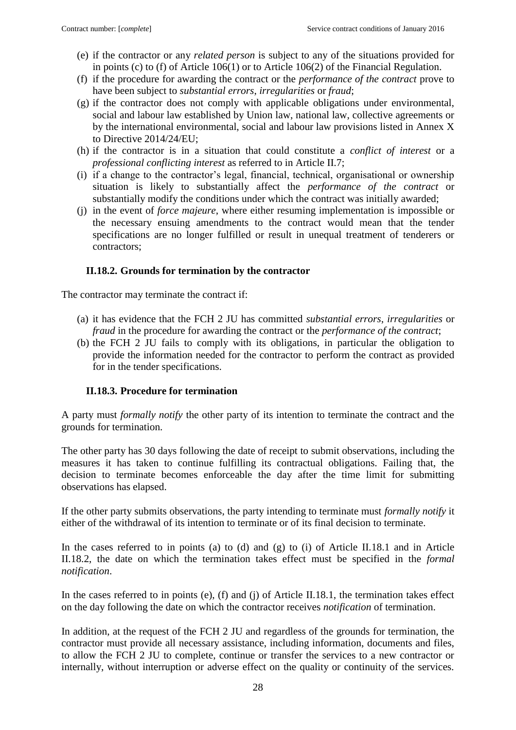(e) if the contractor or any *related person* is subject to any of the situations provided for in points (c) to (f) of Article 106(1) or to Article 106(2) of the Financial Regulation.

(f) if the procedure for awarding the contract or the *performance of the contract* prove to have been subject to *substantial errors*, *irregularities* or *fraud*;

(g) if the contractor does not comply with applicable obligations under environmental, social and labour law established by Union law, national law, collective agreements or by the international environmental, social and labour law provisions listed in Annex X to Directive 2014/24/EU;

(h) if the contractor is in a situation that could constitute a *conflict of interest* or a *professional conflicting interest* as referred to in Article II.7;

(i) if a change to the contractor's legal, financial, technical, organisational or ownership situation is likely to substantially affect the *performance of the contract* or substantially modify the conditions under which the contract was initially awarded;

(j) in the event of *force majeure*, where either resuming implementation is impossible or the necessary ensuing amendments to the contract would mean that the tender specifications are no longer fulfilled or result in unequal treatment of tenderers or contractors;

### II.18.2. Grounds for termination by the contractor

The contractor may terminate the contract if:

(a) it has evidence that the FCH 2 JU has committed *substantial errors*, *irregularities* or *fraud* in the procedure for awarding the contract or the *performance of the contract*;

(b) the FCH 2 JU fails to comply with its obligations, in particular the obligation to provide the information needed for the contractor to perform the contract as provided for in the tender specifications.

### II.18.3. Procedure for termination

A party must *formally notify* the other party of its intention to terminate the contract and the grounds for termination.

The other party has 30 days following the date of receipt to submit observations, including the measures it has taken to continue fulfilling its contractual obligations. Failing that, the decision to terminate becomes enforceable the day after the time limit for submitting observations has elapsed.

If the other party submits observations, the party intending to terminate must *formally notify* it either of the withdrawal of its intention to terminate or of its final decision to terminate.

In the cases referred to in points (a) to (d) and (g) to (i) of Article II.18.1 and in Article II.18.2, the date on which the termination takes effect must be specified in the *formal notification*.

In the cases referred to in points (e), (f) and (j) of Article II.18.1, the termination takes effect on the day following the date on which the contractor receives *notification* of termination.

In addition, at the request of the FCH 2 JU and regardless of the grounds for termination, the contractor must provide all necessary assistance, including information, documents and files, to allow the FCH 2 JU to complete, continue or transfer the services to a new contractor or internally, without interruption or adverse effect on the quality or continuity of the services.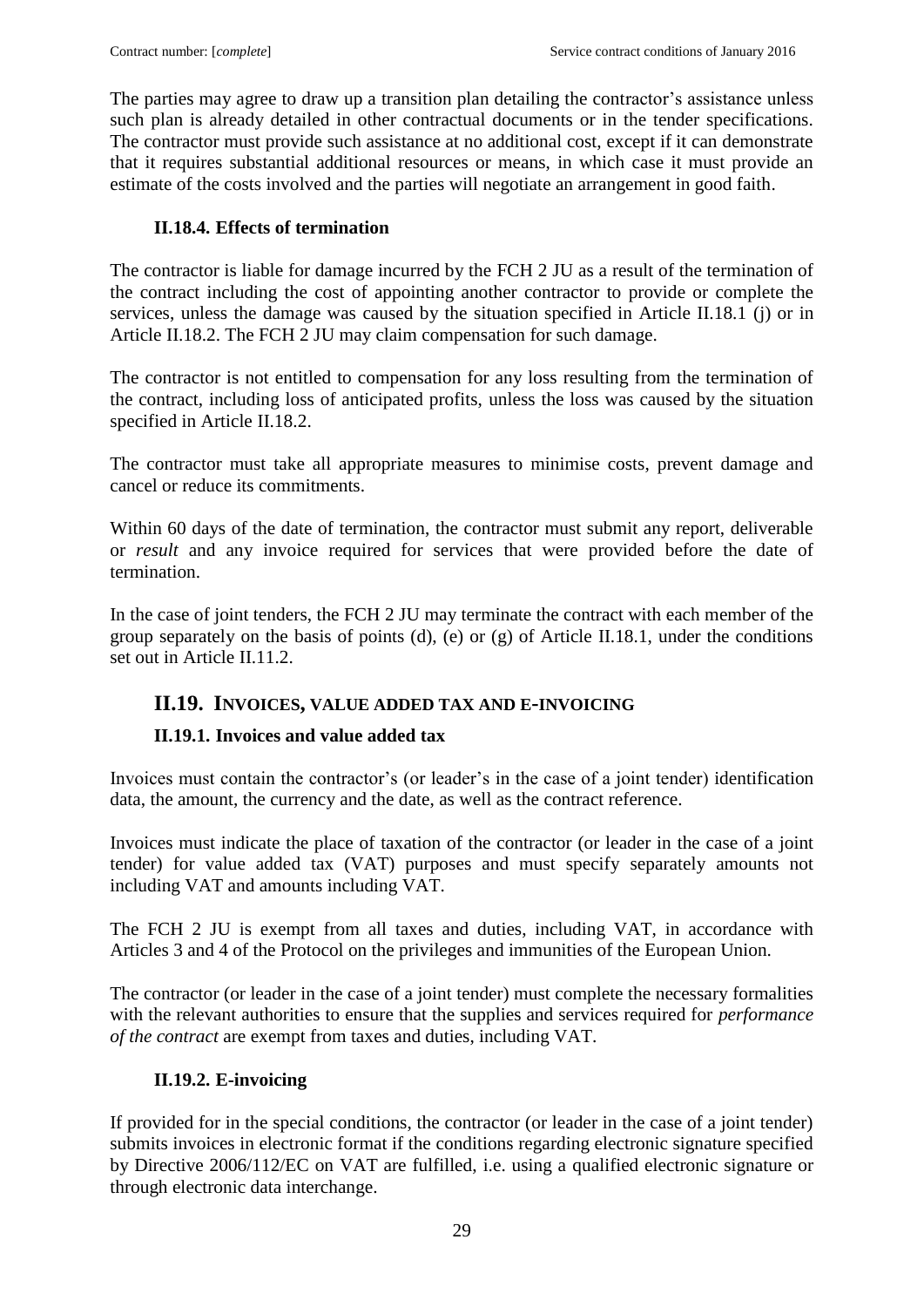The parties may agree to draw up a transition plan detailing the contractor's assistance unless such plan is already detailed in other contractual documents or in the tender specifications. The contractor must provide such assistance at no additional cost, except if it can demonstrate that it requires substantial additional resources or means, in which case it must provide an estimate of the costs involved and the parties will negotiate an arrangement in good faith.

### II.18.4. Effects of termination

The contractor is liable for damage incurred by the FCH 2 JU as a result of the termination of the contract including the cost of appointing another contractor to provide or complete the services, unless the damage was caused by the situation specified in Article II.18.1 (j) or in Article II.18.2. The FCH 2 JU may claim compensation for such damage.

The contractor is not entitled to compensation for any loss resulting from the termination of the contract, including loss of anticipated profits, unless the loss was caused by the situation specified in Article II.18.2.

The contractor must take all appropriate measures to minimise costs, prevent damage and cancel or reduce its commitments.

Within 60 days of the date of termination, the contractor must submit any report, deliverable or *result* and any invoice required for services that were provided before the date of termination.

In the case of joint tenders, the FCH 2 JU may terminate the contract with each member of the group separately on the basis of points (d), (e) or (g) of Article II.18.1, under the conditions set out in Article II.11.2.

## II.19. INVOICES, VALUE ADDED TAX AND E-INVOICING

### II.19.1. Invoices and value added tax

Invoices must contain the contractor's (or leader's in the case of a joint tender) identification data, the amount, the currency and the date, as well as the contract reference.

Invoices must indicate the place of taxation of the contractor (or leader in the case of a joint tender) for value added tax (VAT) purposes and must specify separately amounts not including VAT and amounts including VAT.

The FCH 2 JU is exempt from all taxes and duties, including VAT, in accordance with Articles 3 and 4 of the Protocol on the privileges and immunities of the European Union.

The contractor (or leader in the case of a joint tender) must complete the necessary formalities with the relevant authorities to ensure that the supplies and services required for *performance of the contract* are exempt from taxes and duties, including VAT.

### II.19.2. E-invoicing

If provided for in the special conditions, the contractor (or leader in the case of a joint tender) submits invoices in electronic format if the conditions regarding electronic signature specified by Directive 2006/112/EC on VAT are fulfilled, i.e. using a qualified electronic signature or through electronic data interchange.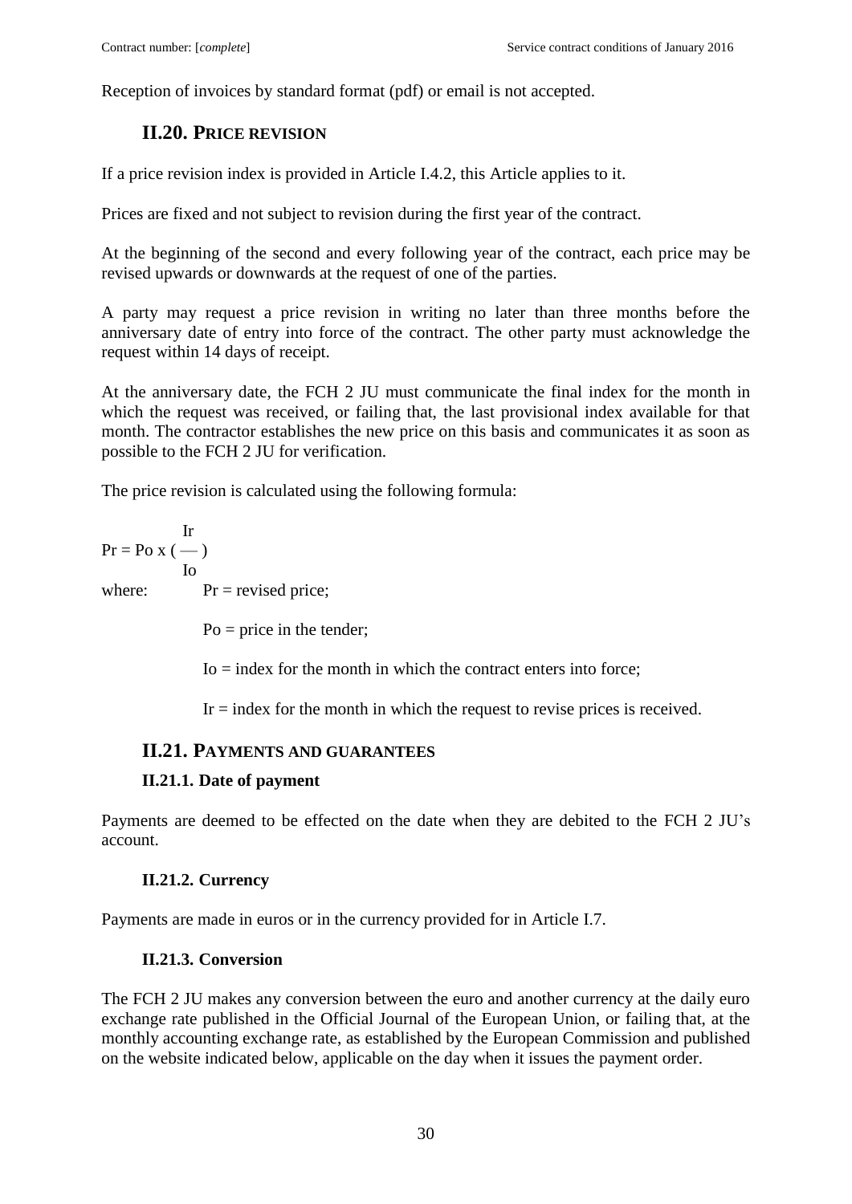Reception of invoices by standard format (pdf) or email is not accepted.

## II.20. PRICE REVISION

If a price revision index is provided in Article I.4.2, this Article applies to it.

Prices are fixed and not subject to revision during the first year of the contract.

At the beginning of the second and every following year of the contract, each price may be revised upwards or downwards at the request of one of the parties.

A party may request a price revision in writing no later than three months before the anniversary date of entry into force of the contract. The other party must acknowledge the request within 14 days of receipt.

At the anniversary date, the FCH 2 JU must communicate the final index for the month in which the request was received, or failing that, the last provisional index available for that month. The contractor establishes the new price on this basis and communicates it as soon as possible to the FCH 2 JU for verification.

The price revision is calculated using the following formula:

$$Pr = Po \times \left( \frac{Ir}{Io} \right)$$

where: $Pr$ = revised price;

$Po$ = price in the tender;

$Io$ = index for the month in which the contract enters into force;

$Ir$ = index for the month in which the request to revise prices is received.

## II.21. PAYMENTS AND GUARANTEES

### II.21.1. Date of payment

Payments are deemed to be effected on the date when they are debited to the FCH 2 JU's account.

### II.21.2. Currency

Payments are made in euros or in the currency provided for in Article I.7.

### II.21.3. Conversion

The FCH 2 JU makes any conversion between the euro and another currency at the daily euro exchange rate published in the Official Journal of the European Union, or failing that, at the monthly accounting exchange rate, as established by the European Commission and published on the website indicated below, applicable on the day when it issues the payment order.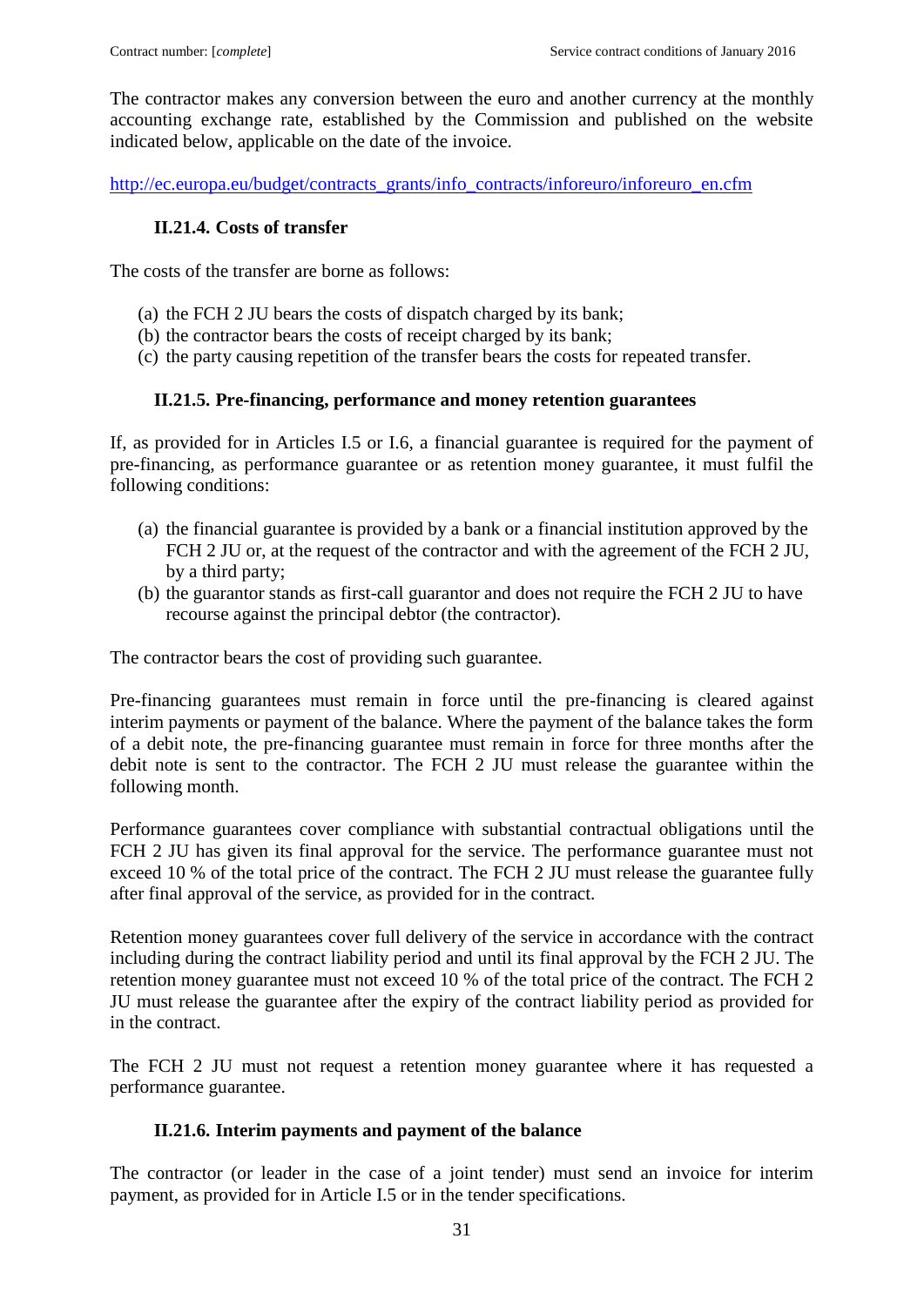The contractor makes any conversion between the euro and another currency at the monthly accounting exchange rate, established by the Commission and published on the website indicated below, applicable on the date of the invoice.

http://ec.europa.eu/budget/contracts_grants/info_contracts/inforeuro/inforeuro_en.cfm

### II.21.4. Costs of transfer

The costs of the transfer are borne as follows:

(a) the FCH 2 JU bears the costs of dispatch charged by its bank;
(b) the contractor bears the costs of receipt charged by its bank;
(c) the party causing repetition of the transfer bears the costs for repeated transfer.

### II.21.5. Pre-financing, performance and money retention guarantees

If, as provided for in Articles I.5 or I.6, a financial guarantee is required for the payment of pre-financing, as performance guarantee or as retention money guarantee, it must fulfil the following conditions:

(a) the financial guarantee is provided by a bank or a financial institution approved by the FCH 2 JU or, at the request of the contractor and with the agreement of the FCH 2 JU, by a third party;
(b) the guarantor stands as first-call guarantor and does not require the FCH 2 JU to have recourse against the principal debtor (the contractor).

The contractor bears the cost of providing such guarantee.

Pre-financing guarantees must remain in force until the pre-financing is cleared against interim payments or payment of the balance. Where the payment of the balance takes the form of a debit note, the pre-financing guarantee must remain in force for three months after the debit note is sent to the contractor. The FCH 2 JU must release the guarantee within the following month.

Performance guarantees cover compliance with substantial contractual obligations until the FCH 2 JU has given its final approval for the service. The performance guarantee must not exceed 10 % of the total price of the contract. The FCH 2 JU must release the guarantee fully after final approval of the service, as provided for in the contract.

Retention money guarantees cover full delivery of the service in accordance with the contract including during the contract liability period and until its final approval by the FCH 2 JU. The retention money guarantee must not exceed 10 % of the total price of the contract. The FCH 2 JU must release the guarantee after the expiry of the contract liability period as provided for in the contract.

The FCH 2 JU must not request a retention money guarantee where it has requested a performance guarantee.

### II.21.6. Interim payments and payment of the balance

The contractor (or leader in the case of a joint tender) must send an invoice for interim payment, as provided for in Article I.5 or in the tender specifications.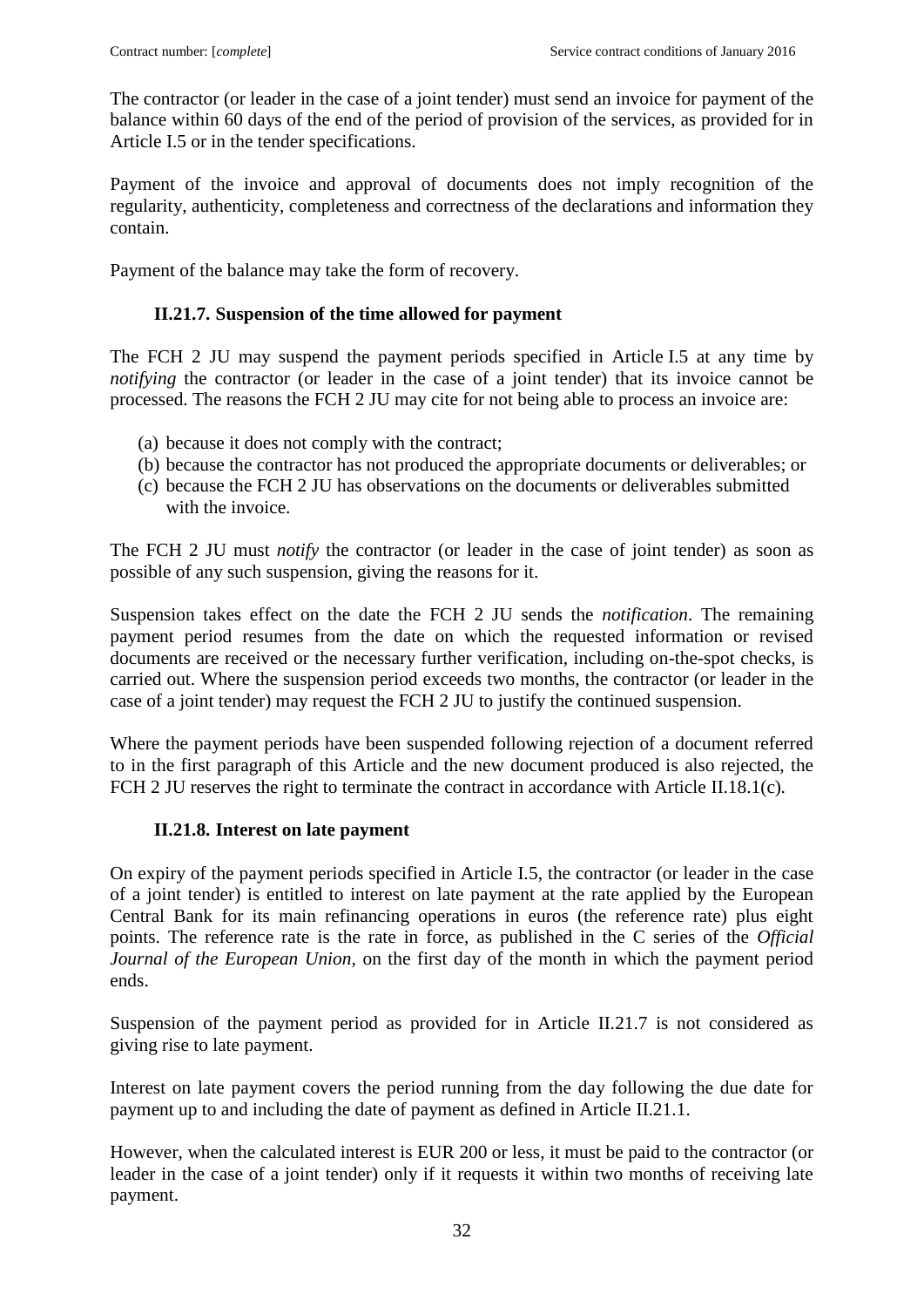The contractor (or leader in the case of a joint tender) must send an invoice for payment of the balance within 60 days of the end of the period of provision of the services, as provided for in Article I.5 or in the tender specifications.

Payment of the invoice and approval of documents does not imply recognition of the regularity, authenticity, completeness and correctness of the declarations and information they contain.

Payment of the balance may take the form of recovery.

### II.21.7. Suspension of the time allowed for payment

The FCH 2 JU may suspend the payment periods specified in Article I.5 at any time by *notifying* the contractor (or leader in the case of a joint tender) that its invoice cannot be processed. The reasons the FCH 2 JU may cite for not being able to process an invoice are:

(a) because it does not comply with the contract;
(b) because the contractor has not produced the appropriate documents or deliverables; or
(c) because the FCH 2 JU has observations on the documents or deliverables submitted with the invoice.

The FCH 2 JU must *notify* the contractor (or leader in the case of joint tender) as soon as possible of any such suspension, giving the reasons for it.

Suspension takes effect on the date the FCH 2 JU sends the *notification*. The remaining payment period resumes from the date on which the requested information or revised documents are received or the necessary further verification, including on-the-spot checks, is carried out. Where the suspension period exceeds two months, the contractor (or leader in the case of a joint tender) may request the FCH 2 JU to justify the continued suspension.

Where the payment periods have been suspended following rejection of a document referred to in the first paragraph of this Article and the new document produced is also rejected, the FCH 2 JU reserves the right to terminate the contract in accordance with Article II.18.1(c).

### II.21.8. Interest on late payment

On expiry of the payment periods specified in Article I.5, the contractor (or leader in the case of a joint tender) is entitled to interest on late payment at the rate applied by the European Central Bank for its main refinancing operations in euros (the reference rate) plus eight points. The reference rate is the rate in force, as published in the C series of the *Official Journal of the European Union*, on the first day of the month in which the payment period ends.

Suspension of the payment period as provided for in Article II.21.7 is not considered as giving rise to late payment.

Interest on late payment covers the period running from the day following the due date for payment up to and including the date of payment as defined in Article II.21.1.

However, when the calculated interest is EUR 200 or less, it must be paid to the contractor (or leader in the case of a joint tender) only if it requests it within two months of receiving late payment.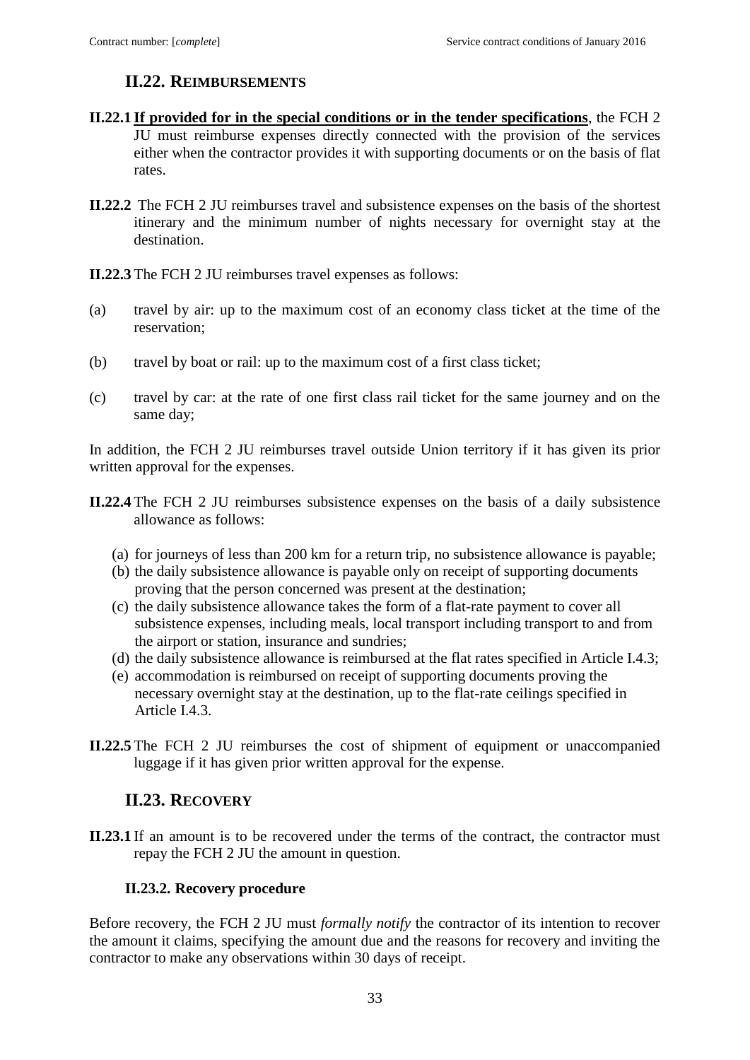## II.22. REIMBURSEMENTS

**II.22.1** **<u>If provided for in the special conditions or in the tender specifications</u>**, the FCH 2 JU must reimburse expenses directly connected with the provision of the services either when the contractor provides it with supporting documents or on the basis of flat rates.

**II.22.2** The FCH 2 JU reimburses travel and subsistence expenses on the basis of the shortest itinerary and the minimum number of nights necessary for overnight stay at the destination.

**II.22.3** The FCH 2 JU reimburses travel expenses as follows:

(a) travel by air: up to the maximum cost of an economy class ticket at the time of the reservation;

(b) travel by boat or rail: up to the maximum cost of a first class ticket;

(c) travel by car: at the rate of one first class rail ticket for the same journey and on the same day;

In addition, the FCH 2 JU reimburses travel outside Union territory if it has given its prior written approval for the expenses.

**II.22.4** The FCH 2 JU reimburses subsistence expenses on the basis of a daily subsistence allowance as follows:

(a) for journeys of less than 200 km for a return trip, no subsistence allowance is payable;
(b) the daily subsistence allowance is payable only on receipt of supporting documents proving that the person concerned was present at the destination;
(c) the daily subsistence allowance takes the form of a flat-rate payment to cover all subsistence expenses, including meals, local transport including transport to and from the airport or station, insurance and sundries;
(d) the daily subsistence allowance is reimbursed at the flat rates specified in Article I.4.3;
(e) accommodation is reimbursed on receipt of supporting documents proving the necessary overnight stay at the destination, up to the flat-rate ceilings specified in Article I.4.3.

**II.22.5** The FCH 2 JU reimburses the cost of shipment of equipment or unaccompanied luggage if it has given prior written approval for the expense.

## II.23. RECOVERY

**II.23.1** If an amount is to be recovered under the terms of the contract, the contractor must repay the FCH 2 JU the amount in question.

### II.23.2. Recovery procedure

Before recovery, the FCH 2 JU must *formally notify* the contractor of its intention to recover the amount it claims, specifying the amount due and the reasons for recovery and inviting the contractor to make any observations within 30 days of receipt.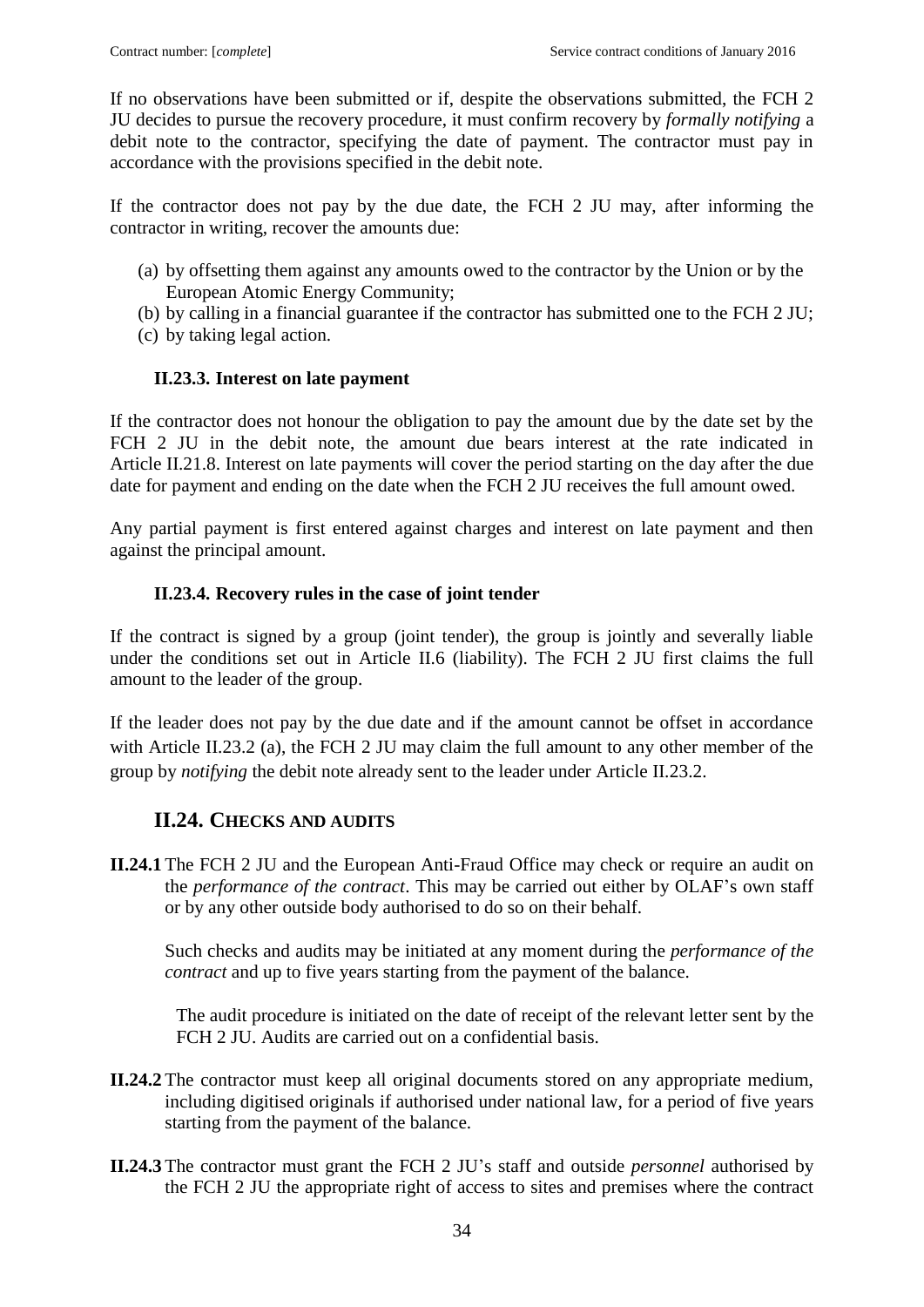If no observations have been submitted or if, despite the observations submitted, the FCH 2 JU decides to pursue the recovery procedure, it must confirm recovery by *formally notifying* a debit note to the contractor, specifying the date of payment. The contractor must pay in accordance with the provisions specified in the debit note.

If the contractor does not pay by the due date, the FCH 2 JU may, after informing the contractor in writing, recover the amounts due:

(a) by offsetting them against any amounts owed to the contractor by the Union or by the European Atomic Energy Community;
(b) by calling in a financial guarantee if the contractor has submitted one to the FCH 2 JU;
(c) by taking legal action.

### II.23.3. Interest on late payment

If the contractor does not honour the obligation to pay the amount due by the date set by the FCH 2 JU in the debit note, the amount due bears interest at the rate indicated in Article II.21.8. Interest on late payments will cover the period starting on the day after the due date for payment and ending on the date when the FCH 2 JU receives the full amount owed.

Any partial payment is first entered against charges and interest on late payment and then against the principal amount.

### II.23.4. Recovery rules in the case of joint tender

If the contract is signed by a group (joint tender), the group is jointly and severally liable under the conditions set out in Article II.6 (liability). The FCH 2 JU first claims the full amount to the leader of the group.

If the leader does not pay by the due date and if the amount cannot be offset in accordance with Article II.23.2 (a), the FCH 2 JU may claim the full amount to any other member of the group by *notifying* the debit note already sent to the leader under Article II.23.2.

## II.24. CHECKS AND AUDITS

**II.24.1** The FCH 2 JU and the European Anti-Fraud Office may check or require an audit on the *performance of the contract*. This may be carried out either by OLAF's own staff or by any other outside body authorised to do so on their behalf.

Such checks and audits may be initiated at any moment during the *performance of the contract* and up to five years starting from the payment of the balance.

The audit procedure is initiated on the date of receipt of the relevant letter sent by the FCH 2 JU. Audits are carried out on a confidential basis.

**II.24.2** The contractor must keep all original documents stored on any appropriate medium, including digitised originals if authorised under national law, for a period of five years starting from the payment of the balance.

**II.24.3** The contractor must grant the FCH 2 JU's staff and outside *personnel* authorised by the FCH 2 JU the appropriate right of access to sites and premises where the contract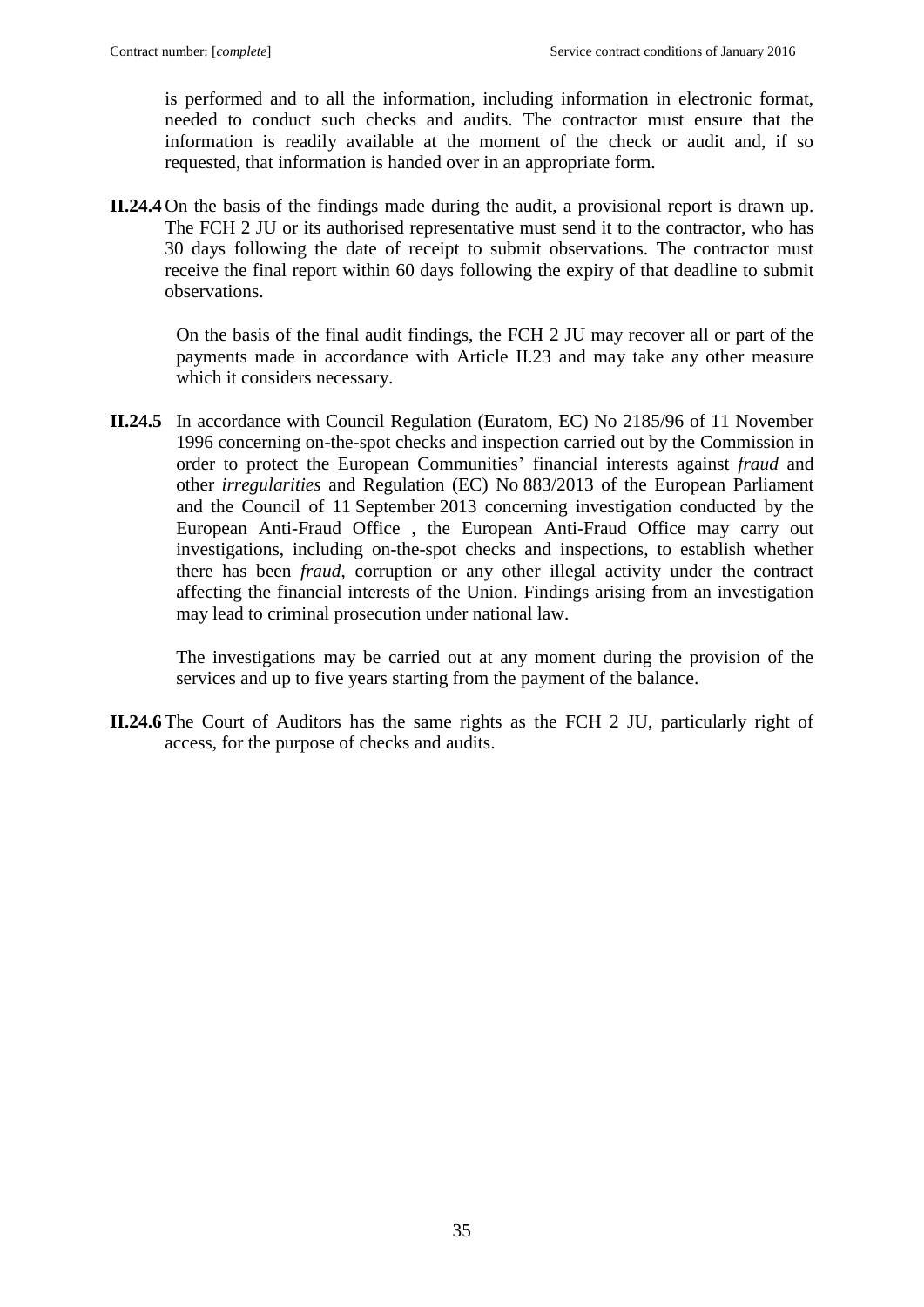is performed and to all the information, including information in electronic format, needed to conduct such checks and audits. The contractor must ensure that the information is readily available at the moment of the check or audit and, if so requested, that information is handed over in an appropriate form.

**II.24.4** On the basis of the findings made during the audit, a provisional report is drawn up. The FCH 2 JU or its authorised representative must send it to the contractor, who has 30 days following the date of receipt to submit observations. The contractor must receive the final report within 60 days following the expiry of that deadline to submit observations.

On the basis of the final audit findings, the FCH 2 JU may recover all or part of the payments made in accordance with Article II.23 and may take any other measure which it considers necessary.

**II.24.5** In accordance with Council Regulation (Euratom, EC) No 2185/96 of 11 November 1996 concerning on-the-spot checks and inspection carried out by the Commission in order to protect the European Communities' financial interests against *fraud* and other *irregularities* and Regulation (EC) No 883/2013 of the European Parliament and the Council of 11 September 2013 concerning investigation conducted by the European Anti-Fraud Office , the European Anti-Fraud Office may carry out investigations, including on-the-spot checks and inspections, to establish whether there has been *fraud*, corruption or any other illegal activity under the contract affecting the financial interests of the Union. Findings arising from an investigation may lead to criminal prosecution under national law.

The investigations may be carried out at any moment during the provision of the services and up to five years starting from the payment of the balance.

**II.24.6** The Court of Auditors has the same rights as the FCH 2 JU, particularly right of access, for the purpose of checks and audits.